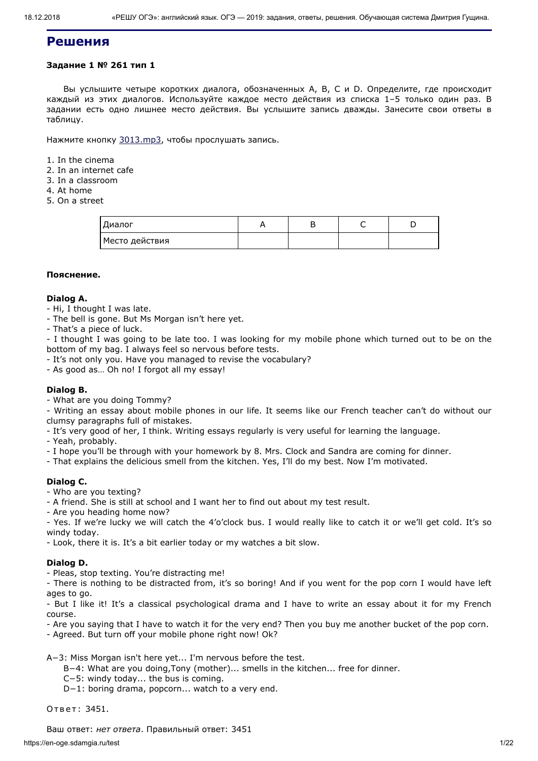# Решения

**Задание 1 № 261 тип 1**

Вы услышите четыре коротких диалога, обозначенных A, B, C и D. Определите, где происходит каждый из этих диалогов. Используйте каждое место действия из списка 1–5 только один раз. В задании есть одно лишнее место действия. Вы услышите запись дважды. Занесите свои ответы в таблицу.

Нажмите кнопку 3013.mp3, чтобы прослушать запись.

1. In the cinema
2. In an internet cafe
3. In a classroom
4. At home
5. On a street

| Диалог | A | B | C | D |
|---|---|---|---|---|
| Место действия | | | | |

**Пояснение.**

**Dialog A.**
- Hi, I thought I was late.
- The bell is gone. But Ms Morgan isn't here yet.
- That's a piece of luck.
- I thought I was going to be late too. I was looking for my mobile phone which turned out to be on the bottom of my bag. I always feel so nervous before tests.
- It's not only you. Have you managed to revise the vocabulary?
- As good as… Oh no! I forgot all my essay!

**Dialog B.**
- What are you doing Tommy?
- Writing an essay about mobile phones in our life. It seems like our French teacher can't do without our clumsy paragraphs full of mistakes.
- It's very good of her, I think. Writing essays regularly is very useful for learning the language.
- Yeah, probably.
- I hope you'll be through with your homework by 8. Mrs. Clock and Sandra are coming for dinner.
- That explains the delicious smell from the kitchen. Yes, I'll do my best. Now I'm motivated.

**Dialog C.**
- Who are you texting?
- A friend. She is still at school and I want her to find out about my test result.
- Are you heading home now?
- Yes. If we're lucky we will catch the 4'o'clock bus. I would really like to catch it or we'll get cold. It's so windy today.
- Look, there it is. It's a bit earlier today or my watches a bit slow.

**Dialog D.**
- Pleas, stop texting. You're distracting me!
- There is nothing to be distracted from, it's so boring! And if you went for the pop corn I would have left ages to go.
- But I like it! It's a classical psychological drama and I have to write an essay about it for my French course.
- Are you saying that I have to watch it for the very end? Then you buy me another bucket of the pop corn.
- Agreed. But turn off your mobile phone right now! Ok?

A−3: Miss Morgan isn't here yet... I'm nervous before the test.
B−4: What are you doing,Tony (mother)... smells in the kitchen... free for dinner.
C−5: windy today... the bus is coming.
D−1: boring drama, popcorn... watch to a very end.

Ответ: 3451.

Ваш ответ: *нет ответа*. Правильный ответ: 3451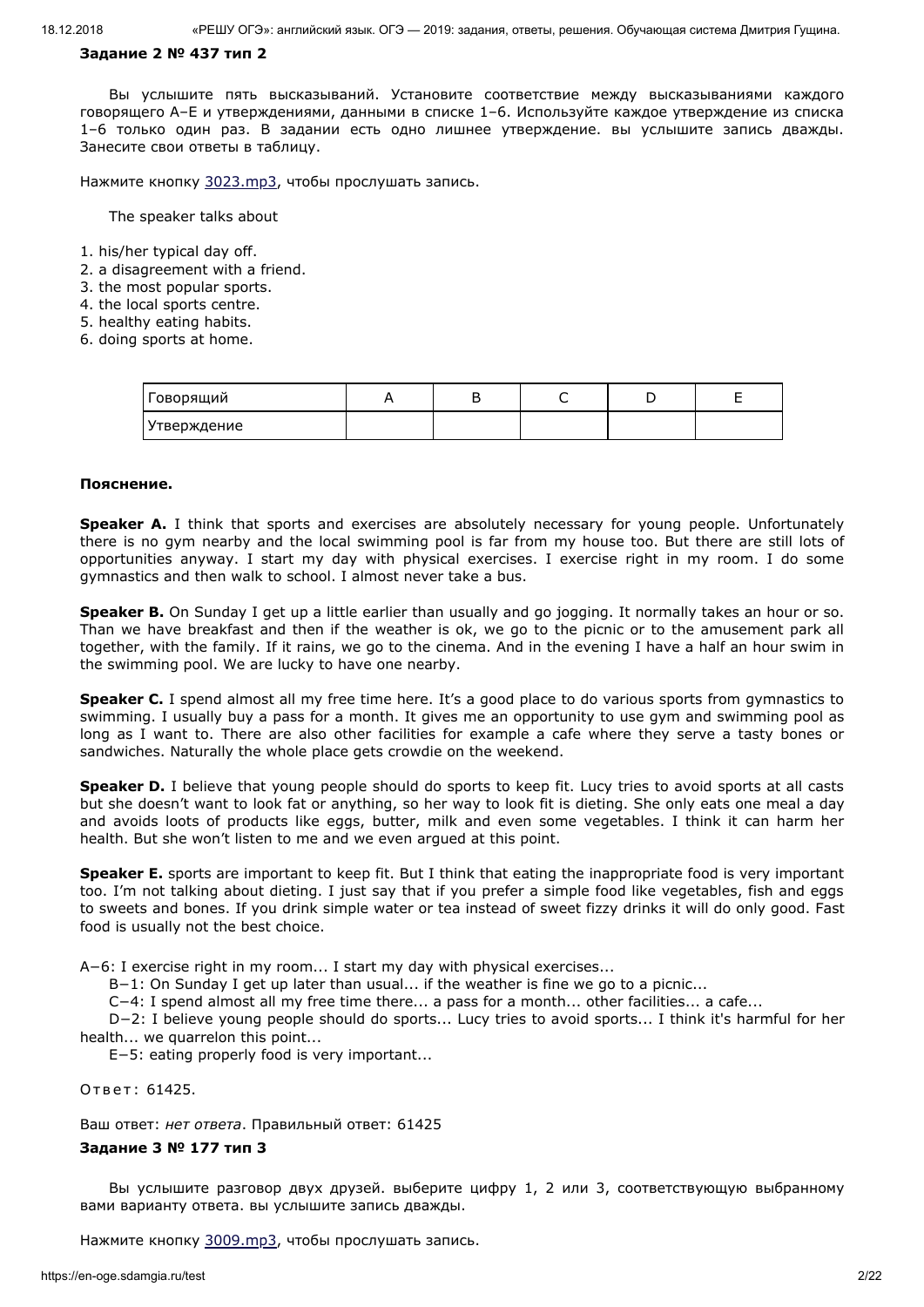**Задание 2 № 437 тип 2**

Вы услышите пять высказываний. Установите соответствие между высказываниями каждого говорящего A–E и утверждениями, данными в списке 1–6. Используйте каждое утверждение из списка 1–6 только один раз. В задании есть одно лишнее утверждение. вы услышите запись дважды. Занесите свои ответы в таблицу.

Нажмите кнопку 3023.mp3, чтобы прослушать запись.

The speaker talks about

1. his/her typical day off.
2. a disagreement with a friend.
3. the most popular sports.
4. the local sports centre.
5. healthy eating habits.
6. doing sports at home.

| Говорящий | A | B | C | D | E |
|---|---|---|---|---|---|
| Утверждение | | | | | |

**Пояснение.**

**Speaker A.** I think that sports and exercises are absolutely necessary for young people. Unfortunately there is no gym nearby and the local swimming pool is far from my house too. But there are still lots of opportunities anyway. I start my day with physical exercises. I exercise right in my room. I do some gymnastics and then walk to school. I almost never take a bus.

**Speaker B.** On Sunday I get up a little earlier than usually and go jogging. It normally takes an hour or so. Than we have breakfast and then if the weather is ok, we go to the picnic or to the amusement park all together, with the family. If it rains, we go to the cinema. And in the evening I have a half an hour swim in the swimming pool. We are lucky to have one nearby.

**Speaker C.** I spend almost all my free time here. It's a good place to do various sports from gymnastics to swimming. I usually buy a pass for a month. It gives me an opportunity to use gym and swimming pool as long as I want to. There are also other facilities for example a cafe where they serve a tasty bones or sandwiches. Naturally the whole place gets crowdie on the weekend.

**Speaker D.** I believe that young people should do sports to keep fit. Lucy tries to avoid sports at all casts but she doesn't want to look fat or anything, so her way to look fit is dieting. She only eats one meal a day and avoids loots of products like eggs, butter, milk and even some vegetables. I think it can harm her health. But she won't listen to me and we even argued at this point.

**Speaker E.** sports are important to keep fit. But I think that eating the inappropriate food is very important too. I'm not talking about dieting. I just say that if you prefer a simple food like vegetables, fish and eggs to sweets and bones. If you drink simple water or tea instead of sweet fizzy drinks it will do only good. Fast food is usually not the best choice.

A–6: I exercise right in my room... I start my day with physical exercises...

B–1: On Sunday I get up later than usual... if the weather is fine we go to a picnic...

C–4: I spend almost all my free time there... a pass for a month... other facilities... a cafe...

D–2: I believe young people should do sports... Lucy tries to avoid sports... I think it's harmful for her health... we quarrelon this point...

E–5: eating properly food is very important...

Ответ: 61425.

Ваш ответ: *нет ответа*. Правильный ответ: 61425

**Задание 3 № 177 тип 3**

Вы услышите разговор двух друзей. выберите цифру 1, 2 или 3, соответствующую выбранному вами варианту ответа. вы услышите запись дважды.

Нажмите кнопку 3009.mp3, чтобы прослушать запись.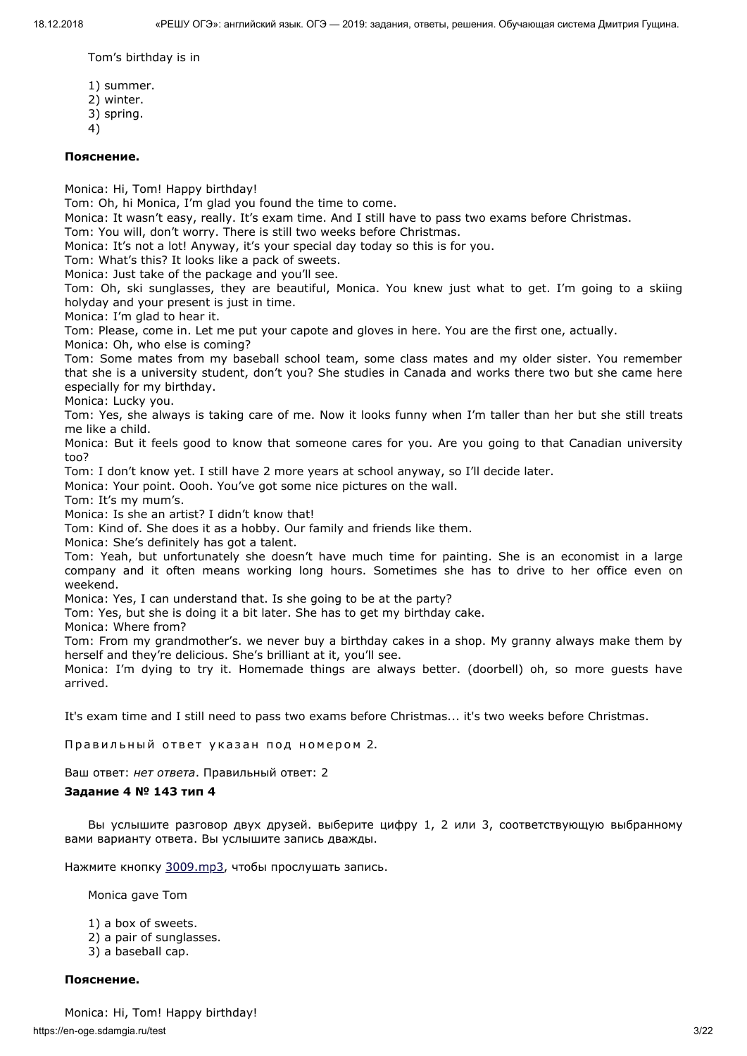Tom's birthday is in

1) summer.
2) winter.
3) spring.
4)

**Пояснение.**

Monica: Hi, Tom! Happy birthday!
Tom: Oh, hi Monica, I'm glad you found the time to come.
Monica: It wasn't easy, really. It's exam time. And I still have to pass two exams before Christmas.
Tom: You will, don't worry. There is still two weeks before Christmas.
Monica: It's not a lot! Anyway, it's your special day today so this is for you.
Tom: What's this? It looks like a pack of sweets.
Monica: Just take of the package and you'll see.
Tom: Oh, ski sunglasses, they are beautiful, Monica. You knew just what to get. I'm going to a skiing holyday and your present is just in time.
Monica: I'm glad to hear it.
Tom: Please, come in. Let me put your capote and gloves in here. You are the first one, actually.
Monica: Oh, who else is coming?
Tom: Some mates from my baseball school team, some class mates and my older sister. You remember that she is a university student, don't you? She studies in Canada and works there two but she came here especially for my birthday.
Monica: Lucky you.
Tom: Yes, she always is taking care of me. Now it looks funny when I'm taller than her but she still treats me like a child.
Monica: But it feels good to know that someone cares for you. Are you going to that Canadian university too?
Tom: I don't know yet. I still have 2 more years at school anyway, so I'll decide later.
Monica: Your point. Oooh. You've got some nice pictures on the wall.
Tom: It's my mum's.
Monica: Is she an artist? I didn't know that!
Tom: Kind of. She does it as a hobby. Our family and friends like them.
Monica: She's definitely has got a talent.
Tom: Yeah, but unfortunately she doesn't have much time for painting. She is an economist in a large company and it often means working long hours. Sometimes she has to drive to her office even on weekend.
Monica: Yes, I can understand that. Is she going to be at the party?
Tom: Yes, but she is doing it a bit later. She has to get my birthday cake.
Monica: Where from?
Tom: From my grandmother's. we never buy a birthday cakes in a shop. My granny always make them by herself and they're delicious. She's brilliant at it, you'll see.
Monica: I'm dying to try it. Homemade things are always better. (doorbell) oh, so more guests have arrived.

It's exam time and I still need to pass two exams before Christmas... it's two weeks before Christmas.

Правильный ответ указан под номером 2.

Ваш ответ: *нет ответа*. Правильный ответ: 2

**Задание 4 № 143 тип 4**

Вы услышите разговор двух друзей. выберите цифру 1, 2 или 3, соответствующую выбранному вами варианту ответа. Вы услышите запись дважды.

Нажмите кнопку 3009.mp3, чтобы прослушать запись.

Monica gave Tom

1) a box of sweets.
2) a pair of sunglasses.
3) a baseball cap.

**Пояснение.**

Monica: Hi, Tom! Happy birthday!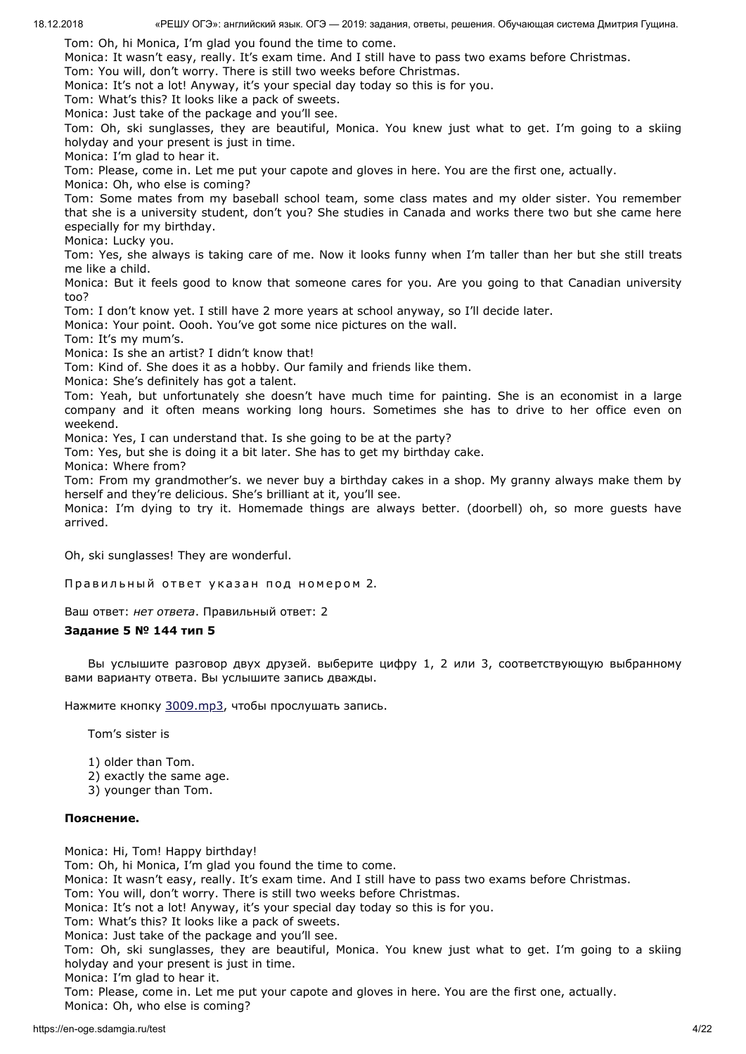Tom: Oh, hi Monica, I'm glad you found the time to come.
Monica: It wasn't easy, really. It's exam time. And I still have to pass two exams before Christmas.
Tom: You will, don't worry. There is still two weeks before Christmas.
Monica: It's not a lot! Anyway, it's your special day today so this is for you.
Tom: What's this? It looks like a pack of sweets.
Monica: Just take of the package and you'll see.
Tom: Oh, ski sunglasses, they are beautiful, Monica. You knew just what to get. I'm going to a skiing holyday and your present is just in time.
Monica: I'm glad to hear it.
Tom: Please, come in. Let me put your capote and gloves in here. You are the first one, actually.
Monica: Oh, who else is coming?
Tom: Some mates from my baseball school team, some class mates and my older sister. You remember that she is a university student, don't you? She studies in Canada and works there two but she came here especially for my birthday.
Monica: Lucky you.
Tom: Yes, she always is taking care of me. Now it looks funny when I'm taller than her but she still treats me like a child.
Monica: But it feels good to know that someone cares for you. Are you going to that Canadian university too?
Tom: I don't know yet. I still have 2 more years at school anyway, so I'll decide later.
Monica: Your point. Oooh. You've got some nice pictures on the wall.
Tom: It's my mum's.
Monica: Is she an artist? I didn't know that!
Tom: Kind of. She does it as a hobby. Our family and friends like them.
Monica: She's definitely has got a talent.
Tom: Yeah, but unfortunately she doesn't have much time for painting. She is an economist in a large company and it often means working long hours. Sometimes she has to drive to her office even on weekend.
Monica: Yes, I can understand that. Is she going to be at the party?
Tom: Yes, but she is doing it a bit later. She has to get my birthday cake.
Monica: Where from?
Tom: From my grandmother's. we never buy a birthday cakes in a shop. My granny always make them by herself and they're delicious. She's brilliant at it, you'll see.
Monica: I'm dying to try it. Homemade things are always better. (doorbell) oh, so more guests have arrived.

Oh, ski sunglasses! They are wonderful.

Правильный ответ указан под номером 2.

Ваш ответ: *нет ответа*. Правильный ответ: 2

**Задание 5 № 144 тип 5**

Вы услышите разговор двух друзей. выберите цифру 1, 2 или 3, соответствующую выбранному вами варианту ответа. Вы услышите запись дважды.

Нажмите кнопку 3009.mp3, чтобы прослушать запись.

Tom's sister is

1) older than Tom.
2) exactly the same age.
3) younger than Tom.

**Пояснение.**

Monica: Hi, Tom! Happy birthday!
Tom: Oh, hi Monica, I'm glad you found the time to come.
Monica: It wasn't easy, really. It's exam time. And I still have to pass two exams before Christmas.
Tom: You will, don't worry. There is still two weeks before Christmas.
Monica: It's not a lot! Anyway, it's your special day today so this is for you.
Tom: What's this? It looks like a pack of sweets.
Monica: Just take of the package and you'll see.
Tom: Oh, ski sunglasses, they are beautiful, Monica. You knew just what to get. I'm going to a skiing holyday and your present is just in time.
Monica: I'm glad to hear it.
Tom: Please, come in. Let me put your capote and gloves in here. You are the first one, actually.
Monica: Oh, who else is coming?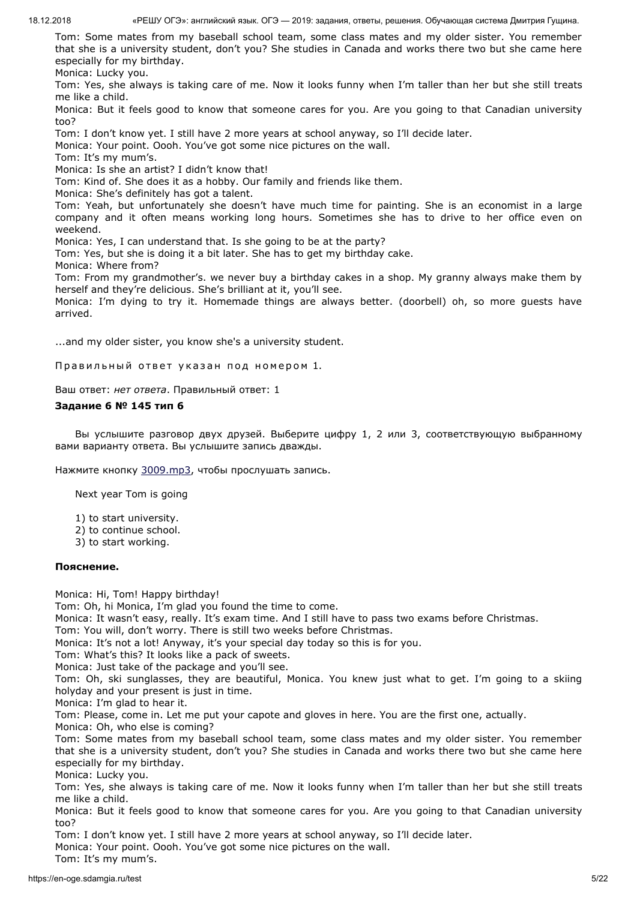Tom: Some mates from my baseball school team, some class mates and my older sister. You remember that she is a university student, don't you? She studies in Canada and works there two but she came here especially for my birthday.

Monica: Lucky you.

Tom: Yes, she always is taking care of me. Now it looks funny when I'm taller than her but she still treats me like a child.

Monica: But it feels good to know that someone cares for you. Are you going to that Canadian university too?

Tom: I don't know yet. I still have 2 more years at school anyway, so I'll decide later.

Monica: Your point. Oooh. You've got some nice pictures on the wall.

Tom: It's my mum's.

Monica: Is she an artist? I didn't know that!

Tom: Kind of. She does it as a hobby. Our family and friends like them.

Monica: She's definitely has got a talent.

Tom: Yeah, but unfortunately she doesn't have much time for painting. She is an economist in a large company and it often means working long hours. Sometimes she has to drive to her office even on weekend.

Monica: Yes, I can understand that. Is she going to be at the party?

Tom: Yes, but she is doing it a bit later. She has to get my birthday cake.

Monica: Where from?

Tom: From my grandmother's. we never buy a birthday cakes in a shop. My granny always make them by herself and they're delicious. She's brilliant at it, you'll see.

Monica: I'm dying to try it. Homemade things are always better. (doorbell) oh, so more guests have arrived.

...and my older sister, you know she's a university student.

Правильный ответ указан под номером 1.

Ваш ответ: *нет ответа*. Правильный ответ: 1

**Задание 6 № 145 тип 6**

Вы услышите разговор двух друзей. Выберите цифру 1, 2 или 3, соответствующую выбранному вами варианту ответа. Вы услышите запись дважды.

Нажмите кнопку 3009.mp3, чтобы прослушать запись.

Next year Tom is going

1) to start university.
2) to continue school.
3) to start working.

**Пояснение.**

Monica: Hi, Tom! Happy birthday!

Tom: Oh, hi Monica, I'm glad you found the time to come.

Monica: It wasn't easy, really. It's exam time. And I still have to pass two exams before Christmas.

Tom: You will, don't worry. There is still two weeks before Christmas.

Monica: It's not a lot! Anyway, it's your special day today so this is for you.

Tom: What's this? It looks like a pack of sweets.

Monica: Just take of the package and you'll see.

Tom: Oh, ski sunglasses, they are beautiful, Monica. You knew just what to get. I'm going to a skiing holyday and your present is just in time.

Monica: I'm glad to hear it.

Tom: Please, come in. Let me put your capote and gloves in here. You are the first one, actually.

Monica: Oh, who else is coming?

Tom: Some mates from my baseball school team, some class mates and my older sister. You remember that she is a university student, don't you? She studies in Canada and works there two but she came here especially for my birthday.

Monica: Lucky you.

Tom: Yes, she always is taking care of me. Now it looks funny when I'm taller than her but she still treats me like a child.

Monica: But it feels good to know that someone cares for you. Are you going to that Canadian university too?

Tom: I don't know yet. I still have 2 more years at school anyway, so I'll decide later.

Monica: Your point. Oooh. You've got some nice pictures on the wall.

Tom: It's my mum's.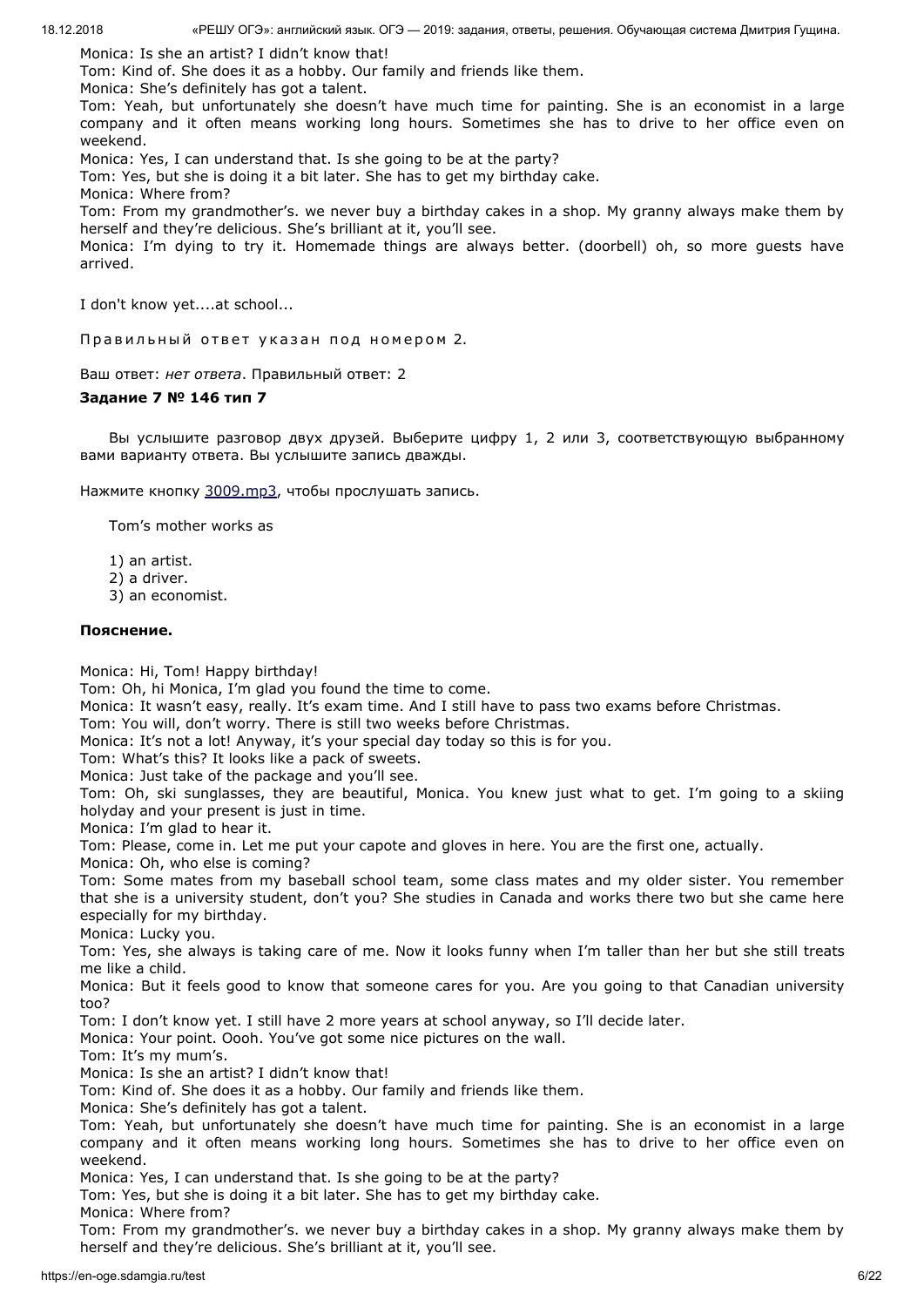Monica: Is she an artist? I didn't know that!

Tom: Kind of. She does it as a hobby. Our family and friends like them.

Monica: She's definitely has got a talent.

Tom: Yeah, but unfortunately she doesn't have much time for painting. She is an economist in a large company and it often means working long hours. Sometimes she has to drive to her office even on weekend.

Monica: Yes, I can understand that. Is she going to be at the party?

Tom: Yes, but she is doing it a bit later. She has to get my birthday cake.

Monica: Where from?

Tom: From my grandmother's. we never buy a birthday cakes in a shop. My granny always make them by herself and they're delicious. She's brilliant at it, you'll see.

Monica: I'm dying to try it. Homemade things are always better. (doorbell) oh, so more guests have arrived.

I don't know yet....at school...

Правильный ответ указан под номером 2.

Ваш ответ: *нет ответа*. Правильный ответ: 2

**Задание 7 № 146 тип 7**

Вы услышите разговор двух друзей. Выберите цифру 1, 2 или 3, соответствующую выбранному вами варианту ответа. Вы услышите запись дважды.

Нажмите кнопку 3009.mp3, чтобы прослушать запись.

Tom's mother works as

1) an artist.
2) a driver.
3) an economist.

**Пояснение.**

Monica: Hi, Tom! Happy birthday!

Tom: Oh, hi Monica, I'm glad you found the time to come.

Monica: It wasn't easy, really. It's exam time. And I still have to pass two exams before Christmas.

Tom: You will, don't worry. There is still two weeks before Christmas.

Monica: It's not a lot! Anyway, it's your special day today so this is for you.

Tom: What's this? It looks like a pack of sweets.

Monica: Just take of the package and you'll see.

Tom: Oh, ski sunglasses, they are beautiful, Monica. You knew just what to get. I'm going to a skiing holyday and your present is just in time.

Monica: I'm glad to hear it.

Tom: Please, come in. Let me put your capote and gloves in here. You are the first one, actually.

Monica: Oh, who else is coming?

Tom: Some mates from my baseball school team, some class mates and my older sister. You remember that she is a university student, don't you? She studies in Canada and works there two but she came here especially for my birthday.

Monica: Lucky you.

Tom: Yes, she always is taking care of me. Now it looks funny when I'm taller than her but she still treats me like a child.

Monica: But it feels good to know that someone cares for you. Are you going to that Canadian university too?

Tom: I don't know yet. I still have 2 more years at school anyway, so I'll decide later.

Monica: Your point. Oooh. You've got some nice pictures on the wall.

Tom: It's my mum's.

Monica: Is she an artist? I didn't know that!

Tom: Kind of. She does it as a hobby. Our family and friends like them.

Monica: She's definitely has got a talent.

Tom: Yeah, but unfortunately she doesn't have much time for painting. She is an economist in a large company and it often means working long hours. Sometimes she has to drive to her office even on weekend.

Monica: Yes, I can understand that. Is she going to be at the party?

Tom: Yes, but she is doing it a bit later. She has to get my birthday cake.

Monica: Where from?

Tom: From my grandmother's. we never buy a birthday cakes in a shop. My granny always make them by herself and they're delicious. She's brilliant at it, you'll see.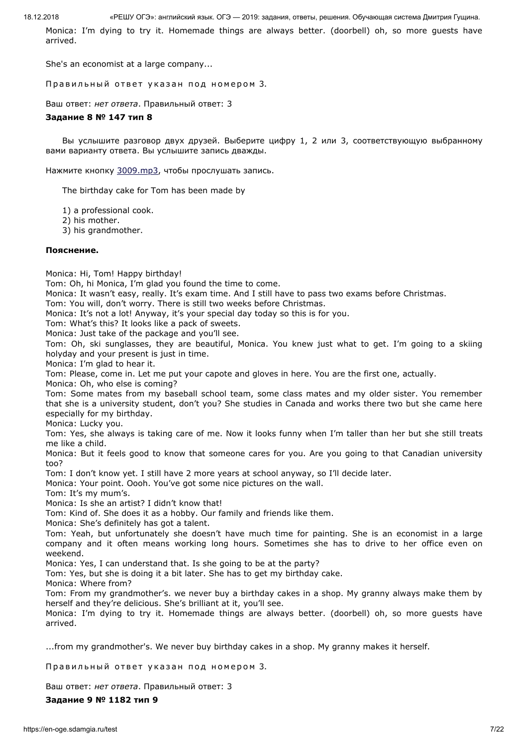Monica: I'm dying to try it. Homemade things are always better. (doorbell) oh, so more guests have arrived.

She's an economist at a large company...

Правильный ответ указан под номером 3.

Ваш ответ: *нет ответа*. Правильный ответ: 3

**Задание 8 № 147 тип 8**

Вы услышите разговор двух друзей. Выберите цифру 1, 2 или 3, соответствующую выбранному вами варианту ответа. Вы услышите запись дважды.

Нажмите кнопку 3009.mp3, чтобы прослушать запись.

The birthday cake for Tom has been made by

1) a professional cook.
2) his mother.
3) his grandmother.

**Пояснение.**

Monica: Hi, Tom! Happy birthday!
Tom: Oh, hi Monica, I'm glad you found the time to come.
Monica: It wasn't easy, really. It's exam time. And I still have to pass two exams before Christmas.
Tom: You will, don't worry. There is still two weeks before Christmas.
Monica: It's not a lot! Anyway, it's your special day today so this is for you.
Tom: What's this? It looks like a pack of sweets.
Monica: Just take of the package and you'll see.
Tom: Oh, ski sunglasses, they are beautiful, Monica. You knew just what to get. I'm going to a skiing holyday and your present is just in time.
Monica: I'm glad to hear it.
Tom: Please, come in. Let me put your capote and gloves in here. You are the first one, actually.
Monica: Oh, who else is coming?
Tom: Some mates from my baseball school team, some class mates and my older sister. You remember that she is a university student, don't you? She studies in Canada and works there two but she came here especially for my birthday.
Monica: Lucky you.
Tom: Yes, she always is taking care of me. Now it looks funny when I'm taller than her but she still treats me like a child.
Monica: But it feels good to know that someone cares for you. Are you going to that Canadian university too?
Tom: I don't know yet. I still have 2 more years at school anyway, so I'll decide later.
Monica: Your point. Oooh. You've got some nice pictures on the wall.
Tom: It's my mum's.
Monica: Is she an artist? I didn't know that!
Tom: Kind of. She does it as a hobby. Our family and friends like them.
Monica: She's definitely has got a talent.
Tom: Yeah, but unfortunately she doesn't have much time for painting. She is an economist in a large company and it often means working long hours. Sometimes she has to drive to her office even on weekend.
Monica: Yes, I can understand that. Is she going to be at the party?
Tom: Yes, but she is doing it a bit later. She has to get my birthday cake.
Monica: Where from?
Tom: From my grandmother's. we never buy a birthday cakes in a shop. My granny always make them by herself and they're delicious. She's brilliant at it, you'll see.
Monica: I'm dying to try it. Homemade things are always better. (doorbell) oh, so more guests have arrived.

...from my grandmother's. We never buy birthday cakes in a shop. My granny makes it herself.

Правильный ответ указан под номером 3.

Ваш ответ: *нет ответа*. Правильный ответ: 3

**Задание 9 № 1182 тип 9**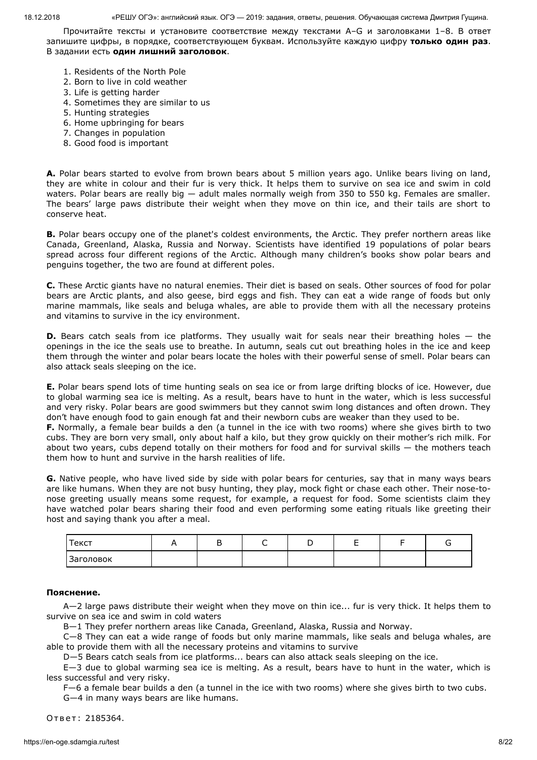Прочитайте тексты и установите соответствие между текстами A–G и заголовками 1–8. В ответ запишите цифры, в порядке, соответствующем буквам. Используйте каждую цифру **только один раз**. В задании есть **один лишний заголовок**.

1. Residents of the North Pole
2. Born to live in cold weather
3. Life is getting harder
4. Sometimes they are similar to us
5. Hunting strategies
6. Home upbringing for bears
7. Changes in population
8. Good food is important

**A.** Polar bears started to evolve from brown bears about 5 million years ago. Unlike bears living on land, they are white in colour and their fur is very thick. It helps them to survive on sea ice and swim in cold waters. Polar bears are really big — adult males normally weigh from 350 to 550 kg. Females are smaller. The bears' large paws distribute their weight when they move on thin ice, and their tails are short to conserve heat.

**B.** Polar bears occupy one of the planet's coldest environments, the Arctic. They prefer northern areas like Canada, Greenland, Alaska, Russia and Norway. Scientists have identified 19 populations of polar bears spread across four different regions of the Arctic. Although many children's books show polar bears and penguins together, the two are found at different poles.

**C.** These Arctic giants have no natural enemies. Their diet is based on seals. Other sources of food for polar bears are Arctic plants, and also geese, bird eggs and fish. They can eat a wide range of foods but only marine mammals, like seals and beluga whales, are able to provide them with all the necessary proteins and vitamins to survive in the icy environment.

**D.** Bears catch seals from ice platforms. They usually wait for seals near their breathing holes — the openings in the ice the seals use to breathe. In autumn, seals cut out breathing holes in the ice and keep them through the winter and polar bears locate the holes with their powerful sense of smell. Polar bears can also attack seals sleeping on the ice.

**E.** Polar bears spend lots of time hunting seals on sea ice or from large drifting blocks of ice. However, due to global warming sea ice is melting. As a result, bears have to hunt in the water, which is less successful and very risky. Polar bears are good swimmers but they cannot swim long distances and often drown. They don't have enough food to gain enough fat and their newborn cubs are weaker than they used to be.

**F.** Normally, a female bear builds a den (a tunnel in the ice with two rooms) where she gives birth to two cubs. They are born very small, only about half a kilo, but they grow quickly on their mother's rich milk. For about two years, cubs depend totally on their mothers for food and for survival skills — the mothers teach them how to hunt and survive in the harsh realities of life.

**G.** Native people, who have lived side by side with polar bears for centuries, say that in many ways bears are like humans. When they are not busy hunting, they play, mock fight or chase each other. Their nose-to-nose greeting usually means some request, for example, a request for food. Some scientists claim they have watched polar bears sharing their food and even performing some eating rituals like greeting their host and saying thank you after a meal.

| Текст | A | B | C | D | E | F | G |
|---|---|---|---|---|---|---|---|
| Заголовок | | | | | | | |

**Пояснение.**

A—2 large paws distribute their weight when they move on thin ice... fur is very thick. It helps them to survive on sea ice and swim in cold waters

B—1 They prefer northern areas like Canada, Greenland, Alaska, Russia and Norway.

C—8 They can eat a wide range of foods but only marine mammals, like seals and beluga whales, are able to provide them with all the necessary proteins and vitamins to survive

D—5 Bears catch seals from ice platforms... bears can also attack seals sleeping on the ice.

E—3 due to global warming sea ice is melting. As a result, bears have to hunt in the water, which is less successful and very risky.

F—6 a female bear builds a den (a tunnel in the ice with two rooms) where she gives birth to two cubs.

G—4 in many ways bears are like humans.

Ответ: 2185364.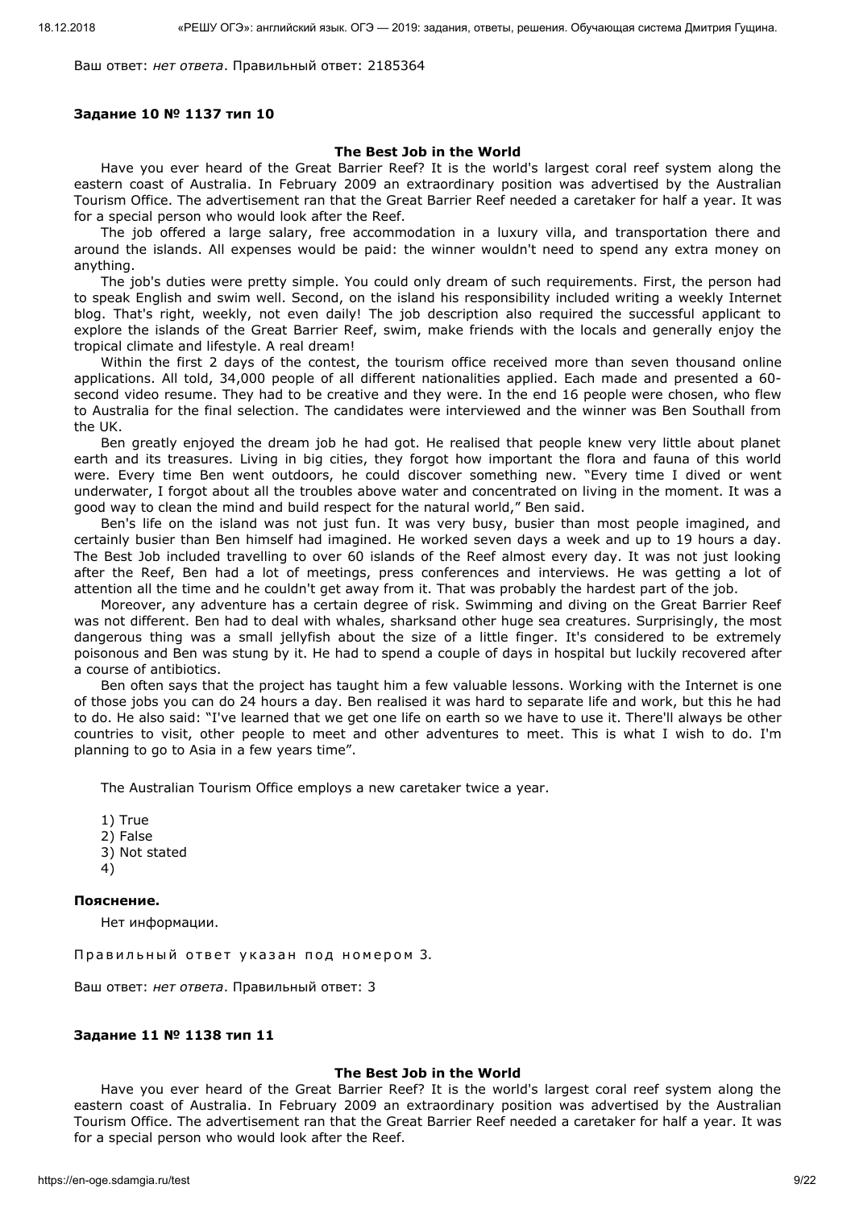Ваш ответ: *нет ответа*. Правильный ответ: 2185364

**Задание 10 № 1137 тип 10**

**The Best Job in the World**

Have you ever heard of the Great Barrier Reef? It is the world's largest coral reef system along the eastern coast of Australia. In February 2009 an extraordinary position was advertised by the Australian Tourism Office. The advertisement ran that the Great Barrier Reef needed a caretaker for half a year. It was for a special person who would look after the Reef.

The job offered a large salary, free accommodation in a luxury villa, and transportation there and around the islands. All expenses would be paid: the winner wouldn't need to spend any extra money on anything.

The job's duties were pretty simple. You could only dream of such requirements. First, the person had to speak English and swim well. Second, on the island his responsibility included writing a weekly Internet blog. That's right, weekly, not even daily! The job description also required the successful applicant to explore the islands of the Great Barrier Reef, swim, make friends with the locals and generally enjoy the tropical climate and lifestyle. A real dream!

Within the first 2 days of the contest, the tourism office received more than seven thousand online applications. All told, 34,000 people of all different nationalities applied. Each made and presented a 60-second video resume. They had to be creative and they were. In the end 16 people were chosen, who flew to Australia for the final selection. The candidates were interviewed and the winner was Ben Southall from the UK.

Ben greatly enjoyed the dream job he had got. He realised that people knew very little about planet earth and its treasures. Living in big cities, they forgot how important the flora and fauna of this world were. Every time Ben went outdoors, he could discover something new. "Every time I dived or went underwater, I forgot about all the troubles above water and concentrated on living in the moment. It was a good way to clean the mind and build respect for the natural world," Ben said.

Ben's life on the island was not just fun. It was very busy, busier than most people imagined, and certainly busier than Ben himself had imagined. He worked seven days a week and up to 19 hours a day. The Best Job included travelling to over 60 islands of the Reef almost every day. It was not just looking after the Reef, Ben had a lot of meetings, press conferences and interviews. He was getting a lot of attention all the time and he couldn't get away from it. That was probably the hardest part of the job.

Moreover, any adventure has a certain degree of risk. Swimming and diving on the Great Barrier Reef was not different. Ben had to deal with whales, sharksand other huge sea creatures. Surprisingly, the most dangerous thing was a small jellyfish about the size of a little finger. It's considered to be extremely poisonous and Ben was stung by it. He had to spend a couple of days in hospital but luckily recovered after a course of antibiotics.

Ben often says that the project has taught him a few valuable lessons. Working with the Internet is one of those jobs you can do 24 hours a day. Ben realised it was hard to separate life and work, but this he had to do. He also said: "I've learned that we get one life on earth so we have to use it. There'll always be other countries to visit, other people to meet and other adventures to meet. This is what I wish to do. I'm planning to go to Asia in a few years time".

The Australian Tourism Office employs a new caretaker twice a year.

1) True
2) False
3) Not stated
4)

**Пояснение.**

Нет информации.

Правильный ответ указан под номером 3.

Ваш ответ: *нет ответа*. Правильный ответ: 3

**Задание 11 № 1138 тип 11**

**The Best Job in the World**

Have you ever heard of the Great Barrier Reef? It is the world's largest coral reef system along the eastern coast of Australia. In February 2009 an extraordinary position was advertised by the Australian Tourism Office. The advertisement ran that the Great Barrier Reef needed a caretaker for half a year. It was for a special person who would look after the Reef.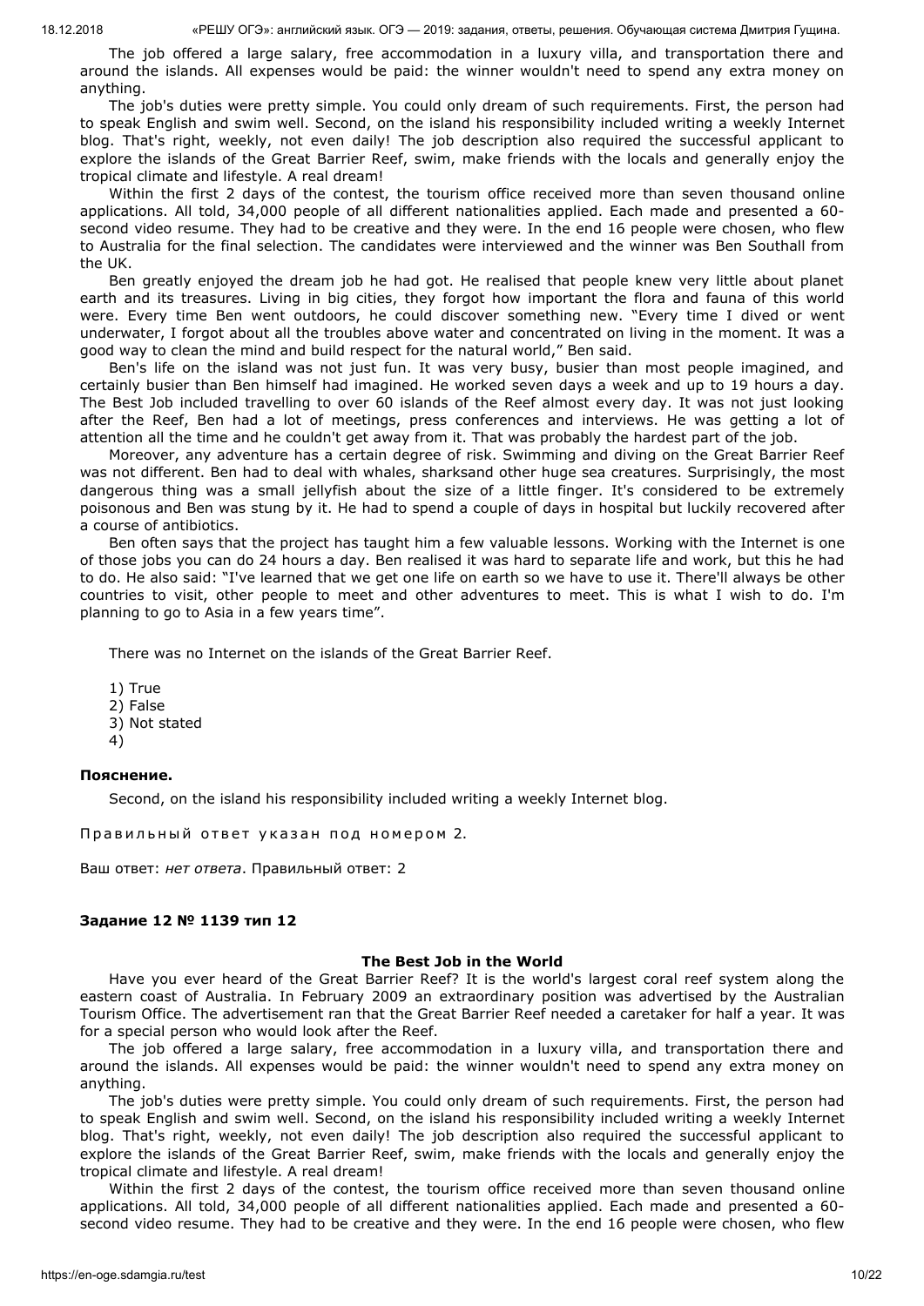The job offered a large salary, free accommodation in a luxury villa, and transportation there and around the islands. All expenses would be paid: the winner wouldn't need to spend any extra money on anything.

The job's duties were pretty simple. You could only dream of such requirements. First, the person had to speak English and swim well. Second, on the island his responsibility included writing a weekly Internet blog. That's right, weekly, not even daily! The job description also required the successful applicant to explore the islands of the Great Barrier Reef, swim, make friends with the locals and generally enjoy the tropical climate and lifestyle. A real dream!

Within the first 2 days of the contest, the tourism office received more than seven thousand online applications. All told, 34,000 people of all different nationalities applied. Each made and presented a 60-second video resume. They had to be creative and they were. In the end 16 people were chosen, who flew to Australia for the final selection. The candidates were interviewed and the winner was Ben Southall from the UK.

Ben greatly enjoyed the dream job he had got. He realised that people knew very little about planet earth and its treasures. Living in big cities, they forgot how important the flora and fauna of this world were. Every time Ben went outdoors, he could discover something new. "Every time I dived or went underwater, I forgot about all the troubles above water and concentrated on living in the moment. It was a good way to clean the mind and build respect for the natural world," Ben said.

Ben's life on the island was not just fun. It was very busy, busier than most people imagined, and certainly busier than Ben himself had imagined. He worked seven days a week and up to 19 hours a day. The Best Job included travelling to over 60 islands of the Reef almost every day. It was not just looking after the Reef, Ben had a lot of meetings, press conferences and interviews. He was getting a lot of attention all the time and he couldn't get away from it. That was probably the hardest part of the job.

Moreover, any adventure has a certain degree of risk. Swimming and diving on the Great Barrier Reef was not different. Ben had to deal with whales, sharksand other huge sea creatures. Surprisingly, the most dangerous thing was a small jellyfish about the size of a little finger. It's considered to be extremely poisonous and Ben was stung by it. He had to spend a couple of days in hospital but luckily recovered after a course of antibiotics.

Ben often says that the project has taught him a few valuable lessons. Working with the Internet is one of those jobs you can do 24 hours a day. Ben realised it was hard to separate life and work, but this he had to do. He also said: "I've learned that we get one life on earth so we have to use it. There'll always be other countries to visit, other people to meet and other adventures to meet. This is what I wish to do. I'm planning to go to Asia in a few years time".

There was no Internet on the islands of the Great Barrier Reef.

1) True
2) False
3) Not stated
4)

**Пояснение.**

Second, on the island his responsibility included writing a weekly Internet blog.

Правильный ответ указан под номером 2.

Ваш ответ: *нет ответа*. Правильный ответ: 2

**Задание 12 № 1139 тип 12**

**The Best Job in the World**

Have you ever heard of the Great Barrier Reef? It is the world's largest coral reef system along the eastern coast of Australia. In February 2009 an extraordinary position was advertised by the Australian Tourism Office. The advertisement ran that the Great Barrier Reef needed a caretaker for half a year. It was for a special person who would look after the Reef.

The job offered a large salary, free accommodation in a luxury villa, and transportation there and around the islands. All expenses would be paid: the winner wouldn't need to spend any extra money on anything.

The job's duties were pretty simple. You could only dream of such requirements. First, the person had to speak English and swim well. Second, on the island his responsibility included writing a weekly Internet blog. That's right, weekly, not even daily! The job description also required the successful applicant to explore the islands of the Great Barrier Reef, swim, make friends with the locals and generally enjoy the tropical climate and lifestyle. A real dream!

Within the first 2 days of the contest, the tourism office received more than seven thousand online applications. All told, 34,000 people of all different nationalities applied. Each made and presented a 60-second video resume. They had to be creative and they were. In the end 16 people were chosen, who flew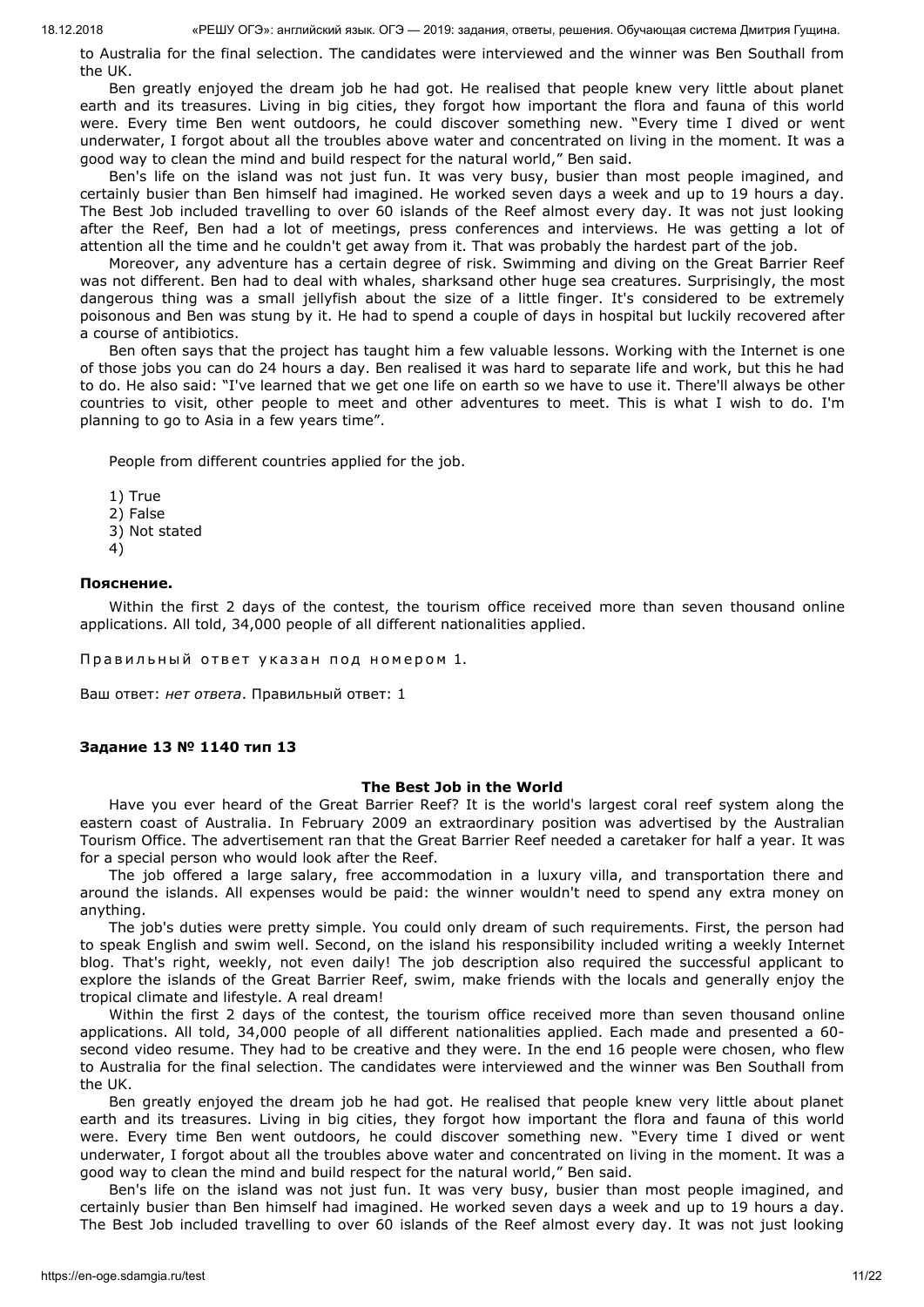to Australia for the final selection. The candidates were interviewed and the winner was Ben Southall from the UK.

Ben greatly enjoyed the dream job he had got. He realised that people knew very little about planet earth and its treasures. Living in big cities, they forgot how important the flora and fauna of this world were. Every time Ben went outdoors, he could discover something new. “Every time I dived or went underwater, I forgot about all the troubles above water and concentrated on living in the moment. It was a good way to clean the mind and build respect for the natural world,” Ben said.

Ben's life on the island was not just fun. It was very busy, busier than most people imagined, and certainly busier than Ben himself had imagined. He worked seven days a week and up to 19 hours a day. The Best Job included travelling to over 60 islands of the Reef almost every day. It was not just looking after the Reef, Ben had a lot of meetings, press conferences and interviews. He was getting a lot of attention all the time and he couldn't get away from it. That was probably the hardest part of the job.

Moreover, any adventure has a certain degree of risk. Swimming and diving on the Great Barrier Reef was not different. Ben had to deal with whales, sharksand other huge sea creatures. Surprisingly, the most dangerous thing was a small jellyfish about the size of a little finger. It's considered to be extremely poisonous and Ben was stung by it. He had to spend a couple of days in hospital but luckily recovered after a course of antibiotics.

Ben often says that the project has taught him a few valuable lessons. Working with the Internet is one of those jobs you can do 24 hours a day. Ben realised it was hard to separate life and work, but this he had to do. He also said: “I've learned that we get one life on earth so we have to use it. There'll always be other countries to visit, other people to meet and other adventures to meet. This is what I wish to do. I'm planning to go to Asia in a few years time”.

People from different countries applied for the job.

1) True
2) False
3) Not stated
4)

**Пояснение.**

Within the first 2 days of the contest, the tourism office received more than seven thousand online applications. All told, 34,000 people of all different nationalities applied.

Правильный ответ указан под номером 1.

Ваш ответ: *нет ответа*. Правильный ответ: 1

**Задание 13 № 1140 тип 13**

**The Best Job in the World**

Have you ever heard of the Great Barrier Reef? It is the world's largest coral reef system along the eastern coast of Australia. In February 2009 an extraordinary position was advertised by the Australian Tourism Office. The advertisement ran that the Great Barrier Reef needed a caretaker for half a year. It was for a special person who would look after the Reef.

The job offered a large salary, free accommodation in a luxury villa, and transportation there and around the islands. All expenses would be paid: the winner wouldn't need to spend any extra money on anything.

The job's duties were pretty simple. You could only dream of such requirements. First, the person had to speak English and swim well. Second, on the island his responsibility included writing a weekly Internet blog. That's right, weekly, not even daily! The job description also required the successful applicant to explore the islands of the Great Barrier Reef, swim, make friends with the locals and generally enjoy the tropical climate and lifestyle. A real dream!

Within the first 2 days of the contest, the tourism office received more than seven thousand online applications. All told, 34,000 people of all different nationalities applied. Each made and presented a 60-second video resume. They had to be creative and they were. In the end 16 people were chosen, who flew to Australia for the final selection. The candidates were interviewed and the winner was Ben Southall from the UK.

Ben greatly enjoyed the dream job he had got. He realised that people knew very little about planet earth and its treasures. Living in big cities, they forgot how important the flora and fauna of this world were. Every time Ben went outdoors, he could discover something new. “Every time I dived or went underwater, I forgot about all the troubles above water and concentrated on living in the moment. It was a good way to clean the mind and build respect for the natural world,” Ben said.

Ben's life on the island was not just fun. It was very busy, busier than most people imagined, and certainly busier than Ben himself had imagined. He worked seven days a week and up to 19 hours a day. The Best Job included travelling to over 60 islands of the Reef almost every day. It was not just looking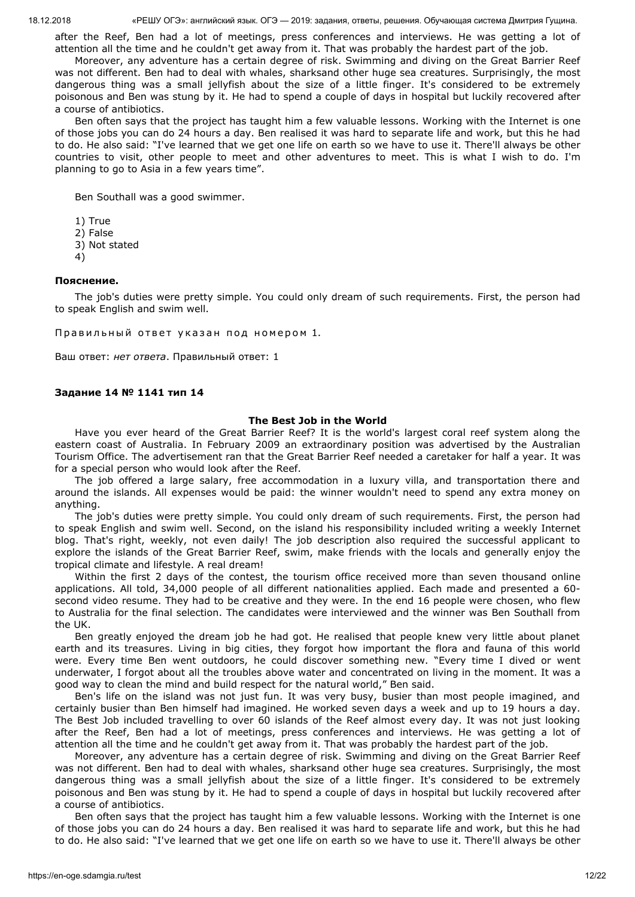after the Reef, Ben had a lot of meetings, press conferences and interviews. He was getting a lot of attention all the time and he couldn't get away from it. That was probably the hardest part of the job.

Moreover, any adventure has a certain degree of risk. Swimming and diving on the Great Barrier Reef was not different. Ben had to deal with whales, sharksand other huge sea creatures. Surprisingly, the most dangerous thing was a small jellyfish about the size of a little finger. It's considered to be extremely poisonous and Ben was stung by it. He had to spend a couple of days in hospital but luckily recovered after a course of antibiotics.

Ben often says that the project has taught him a few valuable lessons. Working with the Internet is one of those jobs you can do 24 hours a day. Ben realised it was hard to separate life and work, but this he had to do. He also said: "I've learned that we get one life on earth so we have to use it. There'll always be other countries to visit, other people to meet and other adventures to meet. This is what I wish to do. I'm planning to go to Asia in a few years time".

Ben Southall was a good swimmer.

1) True
2) False
3) Not stated
4)

**Пояснение.**

The job's duties were pretty simple. You could only dream of such requirements. First, the person had to speak English and swim well.

Правильный ответ указан под номером 1.

Ваш ответ: *нет ответа*. Правильный ответ: 1

**Задание 14 № 1141 тип 14**

**The Best Job in the World**

Have you ever heard of the Great Barrier Reef? It is the world's largest coral reef system along the eastern coast of Australia. In February 2009 an extraordinary position was advertised by the Australian Tourism Office. The advertisement ran that the Great Barrier Reef needed a caretaker for half a year. It was for a special person who would look after the Reef.

The job offered a large salary, free accommodation in a luxury villa, and transportation there and around the islands. All expenses would be paid: the winner wouldn't need to spend any extra money on anything.

The job's duties were pretty simple. You could only dream of such requirements. First, the person had to speak English and swim well. Second, on the island his responsibility included writing a weekly Internet blog. That's right, weekly, not even daily! The job description also required the successful applicant to explore the islands of the Great Barrier Reef, swim, make friends with the locals and generally enjoy the tropical climate and lifestyle. A real dream!

Within the first 2 days of the contest, the tourism office received more than seven thousand online applications. All told, 34,000 people of all different nationalities applied. Each made and presented a 60-second video resume. They had to be creative and they were. In the end 16 people were chosen, who flew to Australia for the final selection. The candidates were interviewed and the winner was Ben Southall from the UK.

Ben greatly enjoyed the dream job he had got. He realised that people knew very little about planet earth and its treasures. Living in big cities, they forgot how important the flora and fauna of this world were. Every time Ben went outdoors, he could discover something new. "Every time I dived or went underwater, I forgot about all the troubles above water and concentrated on living in the moment. It was a good way to clean the mind and build respect for the natural world," Ben said.

Ben's life on the island was not just fun. It was very busy, busier than most people imagined, and certainly busier than Ben himself had imagined. He worked seven days a week and up to 19 hours a day. The Best Job included travelling to over 60 islands of the Reef almost every day. It was not just looking after the Reef, Ben had a lot of meetings, press conferences and interviews. He was getting a lot of attention all the time and he couldn't get away from it. That was probably the hardest part of the job.

Moreover, any adventure has a certain degree of risk. Swimming and diving on the Great Barrier Reef was not different. Ben had to deal with whales, sharksand other huge sea creatures. Surprisingly, the most dangerous thing was a small jellyfish about the size of a little finger. It's considered to be extremely poisonous and Ben was stung by it. He had to spend a couple of days in hospital but luckily recovered after a course of antibiotics.

Ben often says that the project has taught him a few valuable lessons. Working with the Internet is one of those jobs you can do 24 hours a day. Ben realised it was hard to separate life and work, but this he had to do. He also said: "I've learned that we get one life on earth so we have to use it. There'll always be other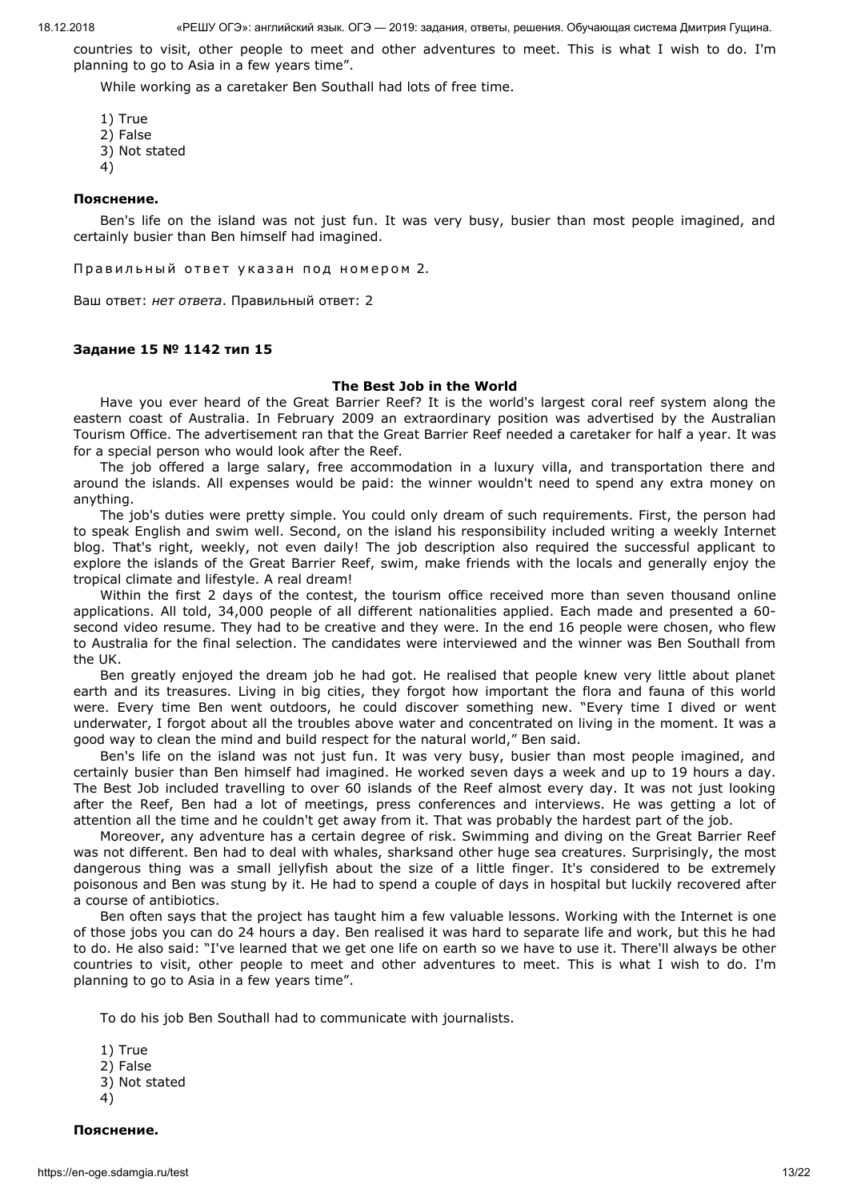countries to visit, other people to meet and other adventures to meet. This is what I wish to do. I'm planning to go to Asia in a few years time".

While working as a caretaker Ben Southall had lots of free time.

1) True
2) False
3) Not stated
4)

**Пояснение.**

Ben's life on the island was not just fun. It was very busy, busier than most people imagined, and certainly busier than Ben himself had imagined.

Правильный ответ указан под номером 2.

Ваш ответ: *нет ответа*. Правильный ответ: 2

**Задание 15 № 1142 тип 15**

**The Best Job in the World**

Have you ever heard of the Great Barrier Reef? It is the world's largest coral reef system along the eastern coast of Australia. In February 2009 an extraordinary position was advertised by the Australian Tourism Office. The advertisement ran that the Great Barrier Reef needed a caretaker for half a year. It was for a special person who would look after the Reef.

The job offered a large salary, free accommodation in a luxury villa, and transportation there and around the islands. All expenses would be paid: the winner wouldn't need to spend any extra money on anything.

The job's duties were pretty simple. You could only dream of such requirements. First, the person had to speak English and swim well. Second, on the island his responsibility included writing a weekly Internet blog. That's right, weekly, not even daily! The job description also required the successful applicant to explore the islands of the Great Barrier Reef, swim, make friends with the locals and generally enjoy the tropical climate and lifestyle. A real dream!

Within the first 2 days of the contest, the tourism office received more than seven thousand online applications. All told, 34,000 people of all different nationalities applied. Each made and presented a 60-second video resume. They had to be creative and they were. In the end 16 people were chosen, who flew to Australia for the final selection. The candidates were interviewed and the winner was Ben Southall from the UK.

Ben greatly enjoyed the dream job he had got. He realised that people knew very little about planet earth and its treasures. Living in big cities, they forgot how important the flora and fauna of this world were. Every time Ben went outdoors, he could discover something new. "Every time I dived or went underwater, I forgot about all the troubles above water and concentrated on living in the moment. It was a good way to clean the mind and build respect for the natural world," Ben said.

Ben's life on the island was not just fun. It was very busy, busier than most people imagined, and certainly busier than Ben himself had imagined. He worked seven days a week and up to 19 hours a day. The Best Job included travelling to over 60 islands of the Reef almost every day. It was not just looking after the Reef, Ben had a lot of meetings, press conferences and interviews. He was getting a lot of attention all the time and he couldn't get away from it. That was probably the hardest part of the job.

Moreover, any adventure has a certain degree of risk. Swimming and diving on the Great Barrier Reef was not different. Ben had to deal with whales, sharksand other huge sea creatures. Surprisingly, the most dangerous thing was a small jellyfish about the size of a little finger. It's considered to be extremely poisonous and Ben was stung by it. He had to spend a couple of days in hospital but luckily recovered after a course of antibiotics.

Ben often says that the project has taught him a few valuable lessons. Working with the Internet is one of those jobs you can do 24 hours a day. Ben realised it was hard to separate life and work, but this he had to do. He also said: "I've learned that we get one life on earth so we have to use it. There'll always be other countries to visit, other people to meet and other adventures to meet. This is what I wish to do. I'm planning to go to Asia in a few years time".

To do his job Ben Southall had to communicate with journalists.

1) True
2) False
3) Not stated
4)

**Пояснение.**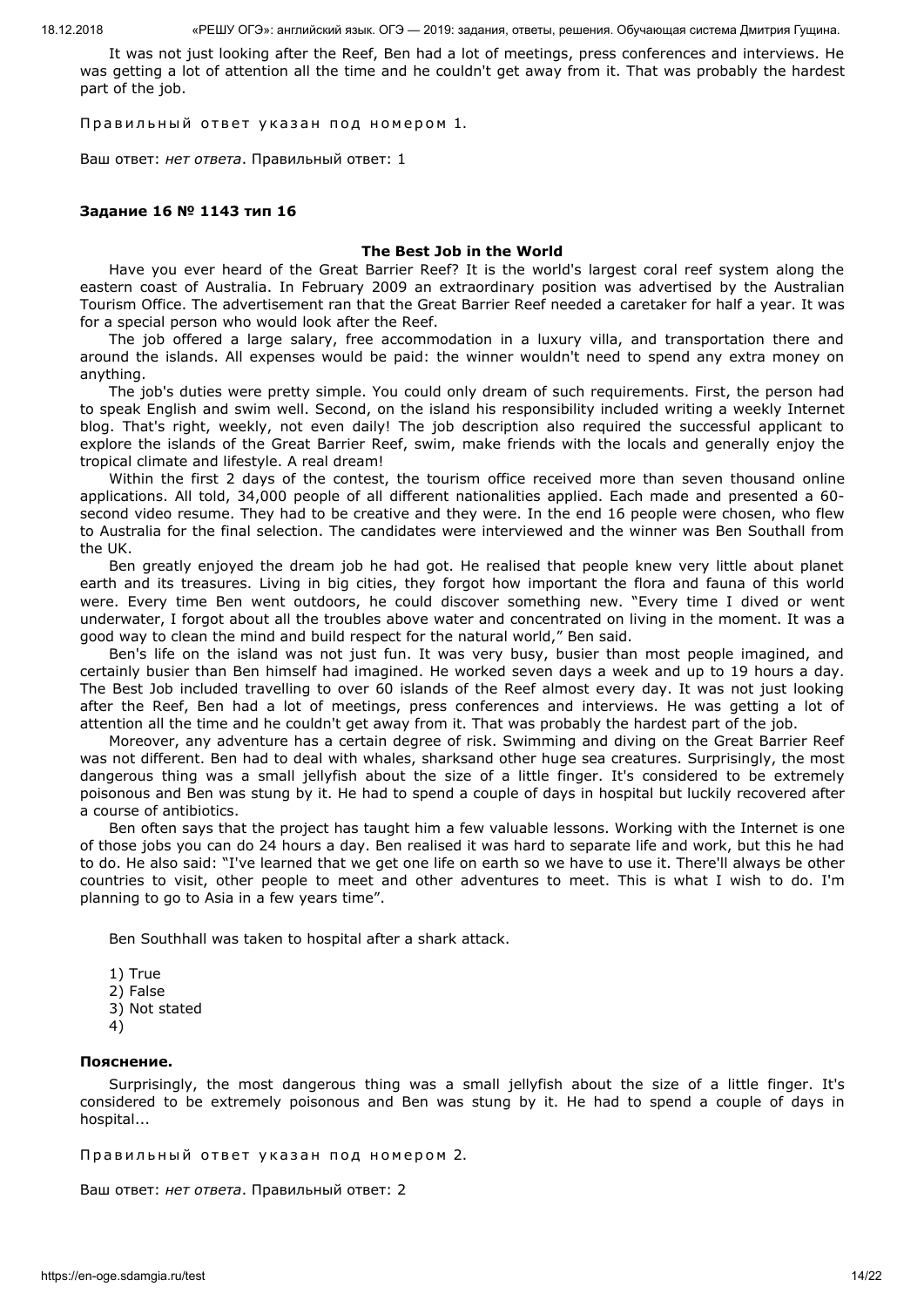It was not just looking after the Reef, Ben had a lot of meetings, press conferences and interviews. He was getting a lot of attention all the time and he couldn't get away from it. That was probably the hardest part of the job.

Правильный ответ указан под номером 1.

Ваш ответ: *нет ответа*. Правильный ответ: 1

**Задание 16 № 1143 тип 16**

**The Best Job in the World**

Have you ever heard of the Great Barrier Reef? It is the world's largest coral reef system along the eastern coast of Australia. In February 2009 an extraordinary position was advertised by the Australian Tourism Office. The advertisement ran that the Great Barrier Reef needed a caretaker for half a year. It was for a special person who would look after the Reef.

The job offered a large salary, free accommodation in a luxury villa, and transportation there and around the islands. All expenses would be paid: the winner wouldn't need to spend any extra money on anything.

The job's duties were pretty simple. You could only dream of such requirements. First, the person had to speak English and swim well. Second, on the island his responsibility included writing a weekly Internet blog. That's right, weekly, not even daily! The job description also required the successful applicant to explore the islands of the Great Barrier Reef, swim, make friends with the locals and generally enjoy the tropical climate and lifestyle. A real dream!

Within the first 2 days of the contest, the tourism office received more than seven thousand online applications. All told, 34,000 people of all different nationalities applied. Each made and presented a 60-second video resume. They had to be creative and they were. In the end 16 people were chosen, who flew to Australia for the final selection. The candidates were interviewed and the winner was Ben Southall from the UK.

Ben greatly enjoyed the dream job he had got. He realised that people knew very little about planet earth and its treasures. Living in big cities, they forgot how important the flora and fauna of this world were. Every time Ben went outdoors, he could discover something new. "Every time I dived or went underwater, I forgot about all the troubles above water and concentrated on living in the moment. It was a good way to clean the mind and build respect for the natural world," Ben said.

Ben's life on the island was not just fun. It was very busy, busier than most people imagined, and certainly busier than Ben himself had imagined. He worked seven days a week and up to 19 hours a day. The Best Job included travelling to over 60 islands of the Reef almost every day. It was not just looking after the Reef, Ben had a lot of meetings, press conferences and interviews. He was getting a lot of attention all the time and he couldn't get away from it. That was probably the hardest part of the job.

Moreover, any adventure has a certain degree of risk. Swimming and diving on the Great Barrier Reef was not different. Ben had to deal with whales, sharksand other huge sea creatures. Surprisingly, the most dangerous thing was a small jellyfish about the size of a little finger. It's considered to be extremely poisonous and Ben was stung by it. He had to spend a couple of days in hospital but luckily recovered after a course of antibiotics.

Ben often says that the project has taught him a few valuable lessons. Working with the Internet is one of those jobs you can do 24 hours a day. Ben realised it was hard to separate life and work, but this he had to do. He also said: "I've learned that we get one life on earth so we have to use it. There'll always be other countries to visit, other people to meet and other adventures to meet. This is what I wish to do. I'm planning to go to Asia in a few years time".

Ben Southhall was taken to hospital after a shark attack.

1) True
2) False
3) Not stated
4)

**Пояснение.**

Surprisingly, the most dangerous thing was a small jellyfish about the size of a little finger. It's considered to be extremely poisonous and Ben was stung by it. He had to spend a couple of days in hospital...

Правильный ответ указан под номером 2.

Ваш ответ: *нет ответа*. Правильный ответ: 2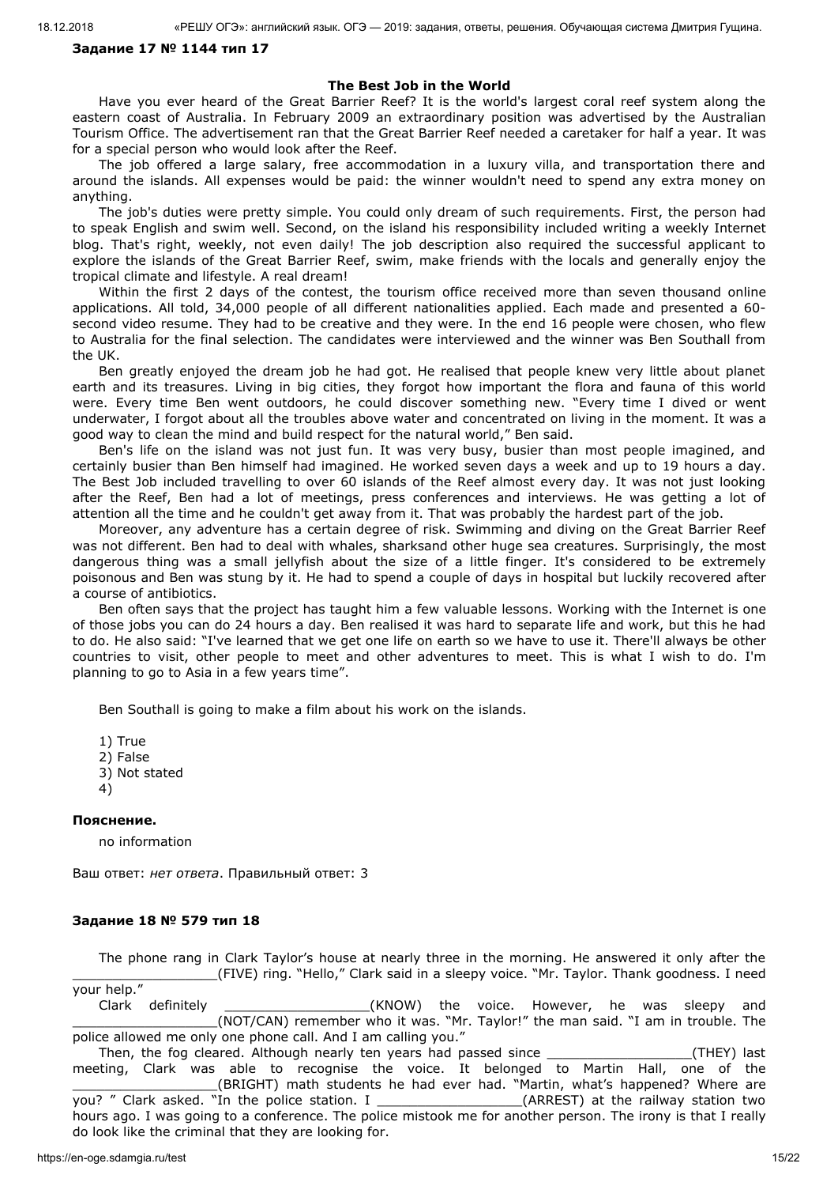**Задание 17 № 1144 тип 17**

**The Best Job in the World**

Have you ever heard of the Great Barrier Reef? It is the world's largest coral reef system along the eastern coast of Australia. In February 2009 an extraordinary position was advertised by the Australian Tourism Office. The advertisement ran that the Great Barrier Reef needed a caretaker for half a year. It was for a special person who would look after the Reef.

The job offered a large salary, free accommodation in a luxury villa, and transportation there and around the islands. All expenses would be paid: the winner wouldn't need to spend any extra money on anything.

The job's duties were pretty simple. You could only dream of such requirements. First, the person had to speak English and swim well. Second, on the island his responsibility included writing a weekly Internet blog. That's right, weekly, not even daily! The job description also required the successful applicant to explore the islands of the Great Barrier Reef, swim, make friends with the locals and generally enjoy the tropical climate and lifestyle. A real dream!

Within the first 2 days of the contest, the tourism office received more than seven thousand online applications. All told, 34,000 people of all different nationalities applied. Each made and presented a 60-second video resume. They had to be creative and they were. In the end 16 people were chosen, who flew to Australia for the final selection. The candidates were interviewed and the winner was Ben Southall from the UK.

Ben greatly enjoyed the dream job he had got. He realised that people knew very little about planet earth and its treasures. Living in big cities, they forgot how important the flora and fauna of this world were. Every time Ben went outdoors, he could discover something new. "Every time I dived or went underwater, I forgot about all the troubles above water and concentrated on living in the moment. It was a good way to clean the mind and build respect for the natural world," Ben said.

Ben's life on the island was not just fun. It was very busy, busier than most people imagined, and certainly busier than Ben himself had imagined. He worked seven days a week and up to 19 hours a day. The Best Job included travelling to over 60 islands of the Reef almost every day. It was not just looking after the Reef, Ben had a lot of meetings, press conferences and interviews. He was getting a lot of attention all the time and he couldn't get away from it. That was probably the hardest part of the job.

Moreover, any adventure has a certain degree of risk. Swimming and diving on the Great Barrier Reef was not different. Ben had to deal with whales, sharksand other huge sea creatures. Surprisingly, the most dangerous thing was a small jellyfish about the size of a little finger. It's considered to be extremely poisonous and Ben was stung by it. He had to spend a couple of days in hospital but luckily recovered after a course of antibiotics.

Ben often says that the project has taught him a few valuable lessons. Working with the Internet is one of those jobs you can do 24 hours a day. Ben realised it was hard to separate life and work, but this he had to do. He also said: "I've learned that we get one life on earth so we have to use it. There'll always be other countries to visit, other people to meet and other adventures to meet. This is what I wish to do. I'm planning to go to Asia in a few years time".

Ben Southall is going to make a film about his work on the islands.

1) True
2) False
3) Not stated
4)

**Пояснение.**

no information

Ваш ответ: *нет ответа*. Правильный ответ: 3

**Задание 18 № 579 тип 18**

The phone rang in Clark Taylor's house at nearly three in the morning. He answered it only after the __________________(FIVE) ring. "Hello," Clark said in a sleepy voice. "Mr. Taylor. Thank goodness. I need your help."

Clark definitely __________________(KNOW) the voice. However, he was sleepy and __________________(NOT/CAN) remember who it was. "Mr. Taylor!" the man said. "I am in trouble. The police allowed me only one phone call. And I am calling you."

Then, the fog cleared. Although nearly ten years had passed since __________________(THEY) last meeting, Clark was able to recognise the voice. It belonged to Martin Hall, one of the __________________(BRIGHT) math students he had ever had. "Martin, what's happened? Where are you? " Clark asked. "In the police station. I __________________(ARREST) at the railway station two hours ago. I was going to a conference. The police mistook me for another person. The irony is that I really do look like the criminal that they are looking for.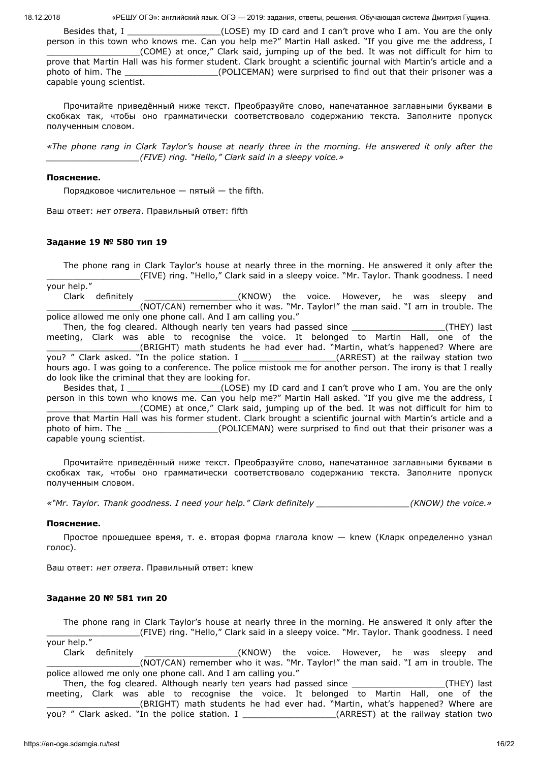Besides that, I __________________(LOSE) my ID card and I can't prove who I am. You are the only person in this town who knows me. Can you help me?" Martin Hall asked. "If you give me the address, I __________________(COME) at once," Clark said, jumping up of the bed. It was not difficult for him to prove that Martin Hall was his former student. Clark brought a scientific journal with Martin's article and a photo of him. The __________________(POLICEMAN) were surprised to find out that their prisoner was a capable young scientist.

Прочитайте приведённый ниже текст. Преобразуйте слово, напечатанное заглавными буквами в скобках так, чтобы оно грамматически соответствовало содержанию текста. Заполните пропуск полученным словом.

*«The phone rang in Clark Taylor's house at nearly three in the morning. He answered it only after the __________________(FIVE) ring. "Hello," Clark said in a sleepy voice.»*

**Пояснение.**

Порядковое числительное — пятый — the fifth.

Ваш ответ: *нет ответа*. Правильный ответ: fifth

### Задание 19 № 580 тип 19

The phone rang in Clark Taylor's house at nearly three in the morning. He answered it only after the __________________(FIVE) ring. "Hello," Clark said in a sleepy voice. "Mr. Taylor. Thank goodness. I need your help."

Clark definitely __________________(KNOW) the voice. However, he was sleepy and __________________(NOT/CAN) remember who it was. "Mr. Taylor!" the man said. "I am in trouble. The police allowed me only one phone call. And I am calling you."

Then, the fog cleared. Although nearly ten years had passed since __________________(THEY) last meeting, Clark was able to recognise the voice. It belonged to Martin Hall, one of the __________________(BRIGHT) math students he had ever had. "Martin, what's happened? Where are you? " Clark asked. "In the police station. I __________________(ARREST) at the railway station two hours ago. I was going to a conference. The police mistook me for another person. The irony is that I really do look like the criminal that they are looking for.

Besides that, I __________________(LOSE) my ID card and I can't prove who I am. You are the only person in this town who knows me. Can you help me?" Martin Hall asked. "If you give me the address, I __________________(COME) at once," Clark said, jumping up of the bed. It was not difficult for him to prove that Martin Hall was his former student. Clark brought a scientific journal with Martin's article and a photo of him. The __________________(POLICEMAN) were surprised to find out that their prisoner was a capable young scientist.

Прочитайте приведённый ниже текст. Преобразуйте слово, напечатанное заглавными буквами в скобках так, чтобы оно грамматически соответствовало содержанию текста. Заполните пропуск полученным словом.

*«"Mr. Taylor. Thank goodness. I need your help." Clark definitely __________________(KNOW) the voice.»*

**Пояснение.**

Простое прошедшее время, т. е. вторая форма глагола know — knew (Кларк определенно узнал голос).

Ваш ответ: *нет ответа*. Правильный ответ: knew

### Задание 20 № 581 тип 20

The phone rang in Clark Taylor's house at nearly three in the morning. He answered it only after the __________________(FIVE) ring. "Hello," Clark said in a sleepy voice. "Mr. Taylor. Thank goodness. I need your help."

Clark definitely __________________(KNOW) the voice. However, he was sleepy and __________________(NOT/CAN) remember who it was. "Mr. Taylor!" the man said. "I am in trouble. The police allowed me only one phone call. And I am calling you."

Then, the fog cleared. Although nearly ten years had passed since __________________(THEY) last meeting, Clark was able to recognise the voice. It belonged to Martin Hall, one of the __________________(BRIGHT) math students he had ever had. "Martin, what's happened? Where are you? " Clark asked. "In the police station. I __________________(ARREST) at the railway station two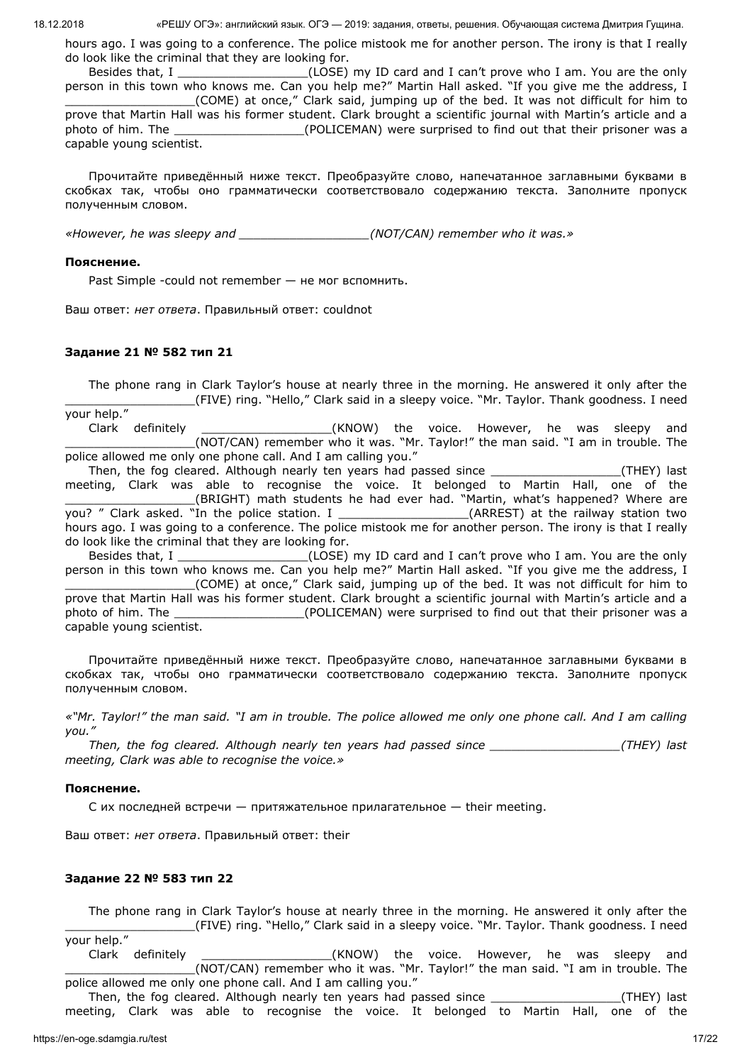hours ago. I was going to a conference. The police mistook me for another person. The irony is that I really do look like the criminal that they are looking for.

Besides that, I __________________(LOSE) my ID card and I can't prove who I am. You are the only person in this town who knows me. Can you help me?" Martin Hall asked. "If you give me the address, I __________________(COME) at once," Clark said, jumping up of the bed. It was not difficult for him to prove that Martin Hall was his former student. Clark brought a scientific journal with Martin's article and a photo of him. The __________________(POLICEMAN) were surprised to find out that their prisoner was a capable young scientist.

Прочитайте приведённый ниже текст. Преобразуйте слово, напечатанное заглавными буквами в скобках так, чтобы оно грамматически соответствовало содержанию текста. Заполните пропуск полученным словом.

*«However, he was sleepy and __________________(NOT/CAN) remember who it was.»*

**Пояснение.**

Past Simple -could not remember — не мог вспомнить.

Ваш ответ: *нет ответа*. Правильный ответ: couldnot

### Задание 21 № 582 тип 21

The phone rang in Clark Taylor's house at nearly three in the morning. He answered it only after the __________________(FIVE) ring. "Hello," Clark said in a sleepy voice. "Mr. Taylor. Thank goodness. I need your help."

Clark definitely __________________(KNOW) the voice. However, he was sleepy and __________________(NOT/CAN) remember who it was. "Mr. Taylor!" the man said. "I am in trouble. The police allowed me only one phone call. And I am calling you."

Then, the fog cleared. Although nearly ten years had passed since __________________(THEY) last meeting, Clark was able to recognise the voice. It belonged to Martin Hall, one of the __________________(BRIGHT) math students he had ever had. "Martin, what's happened? Where are you? " Clark asked. "In the police station. I __________________(ARREST) at the railway station two hours ago. I was going to a conference. The police mistook me for another person. The irony is that I really do look like the criminal that they are looking for.

Besides that, I __________________(LOSE) my ID card and I can't prove who I am. You are the only person in this town who knows me. Can you help me?" Martin Hall asked. "If you give me the address, I __________________(COME) at once," Clark said, jumping up of the bed. It was not difficult for him to prove that Martin Hall was his former student. Clark brought a scientific journal with Martin's article and a photo of him. The __________________(POLICEMAN) were surprised to find out that their prisoner was a capable young scientist.

Прочитайте приведённый ниже текст. Преобразуйте слово, напечатанное заглавными буквами в скобках так, чтобы оно грамматически соответствовало содержанию текста. Заполните пропуск полученным словом.

*«"Mr. Taylor!" the man said. "I am in trouble. The police allowed me only one phone call. And I am calling you."*

*Then, the fog cleared. Although nearly ten years had passed since __________________(THEY) last meeting, Clark was able to recognise the voice.»*

**Пояснение.**

С их последней встречи — притяжательное прилагательное — their meeting.

Ваш ответ: *нет ответа*. Правильный ответ: their

### Задание 22 № 583 тип 22

The phone rang in Clark Taylor's house at nearly three in the morning. He answered it only after the __________________(FIVE) ring. "Hello," Clark said in a sleepy voice. "Mr. Taylor. Thank goodness. I need your help."

Clark definitely __________________(KNOW) the voice. However, he was sleepy and __________________(NOT/CAN) remember who it was. "Mr. Taylor!" the man said. "I am in trouble. The police allowed me only one phone call. And I am calling you."

Then, the fog cleared. Although nearly ten years had passed since __________________(THEY) last meeting, Clark was able to recognise the voice. It belonged to Martin Hall, one of the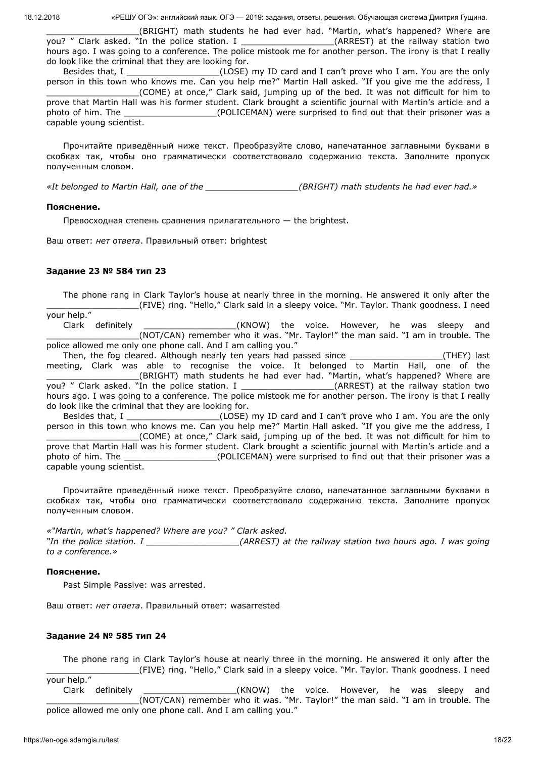__________________(BRIGHT) math students he had ever had. "Martin, what's happened? Where are you? " Clark asked. "In the police station. I __________________(ARREST) at the railway station two hours ago. I was going to a conference. The police mistook me for another person. The irony is that I really do look like the criminal that they are looking for.

Besides that, I __________________(LOSE) my ID card and I can't prove who I am. You are the only person in this town who knows me. Can you help me?" Martin Hall asked. "If you give me the address, I __________________(COME) at once," Clark said, jumping up of the bed. It was not difficult for him to prove that Martin Hall was his former student. Clark brought a scientific journal with Martin's article and a photo of him. The __________________(POLICEMAN) were surprised to find out that their prisoner was a capable young scientist.

Прочитайте приведённый ниже текст. Преобразуйте слово, напечатанное заглавными буквами в скобках так, чтобы оно грамматически соответствовало содержанию текста. Заполните пропуск полученным словом.

*«It belonged to Martin Hall, one of the __________________(BRIGHT) math students he had ever had.»*

**Пояснение.**

Превосходная степень сравнения прилагательного — the brightest.

Ваш ответ: *нет ответа*. Правильный ответ: brightest

### Задание 23 № 584 тип 23

The phone rang in Clark Taylor's house at nearly three in the morning. He answered it only after the __________________(FIVE) ring. "Hello," Clark said in a sleepy voice. "Mr. Taylor. Thank goodness. I need your help."

Clark definitely __________________(KNOW) the voice. However, he was sleepy and __________________(NOT/CAN) remember who it was. "Mr. Taylor!" the man said. "I am in trouble. The police allowed me only one phone call. And I am calling you."

Then, the fog cleared. Although nearly ten years had passed since __________________(THEY) last meeting, Clark was able to recognise the voice. It belonged to Martin Hall, one of the __________________(BRIGHT) math students he had ever had. "Martin, what's happened? Where are you? " Clark asked. "In the police station. I __________________(ARREST) at the railway station two hours ago. I was going to a conference. The police mistook me for another person. The irony is that I really do look like the criminal that they are looking for.

Besides that, I __________________(LOSE) my ID card and I can't prove who I am. You are the only person in this town who knows me. Can you help me?" Martin Hall asked. "If you give me the address, I __________________(COME) at once," Clark said, jumping up of the bed. It was not difficult for him to prove that Martin Hall was his former student. Clark brought a scientific journal with Martin's article and a photo of him. The __________________(POLICEMAN) were surprised to find out that their prisoner was a capable young scientist.

Прочитайте приведённый ниже текст. Преобразуйте слово, напечатанное заглавными буквами в скобках так, чтобы оно грамматически соответствовало содержанию текста. Заполните пропуск полученным словом.

*«"Martin, what's happened? Where are you? " Clark asked.*
*"In the police station. I __________________(ARREST) at the railway station two hours ago. I was going to a conference.»*

**Пояснение.**

Past Simple Passive: was arrested.

Ваш ответ: *нет ответа*. Правильный ответ: wasarrested

### Задание 24 № 585 тип 24

The phone rang in Clark Taylor's house at nearly three in the morning. He answered it only after the __________________(FIVE) ring. "Hello," Clark said in a sleepy voice. "Mr. Taylor. Thank goodness. I need your help."

Clark definitely __________________(KNOW) the voice. However, he was sleepy and __________________(NOT/CAN) remember who it was. "Mr. Taylor!" the man said. "I am in trouble. The police allowed me only one phone call. And I am calling you."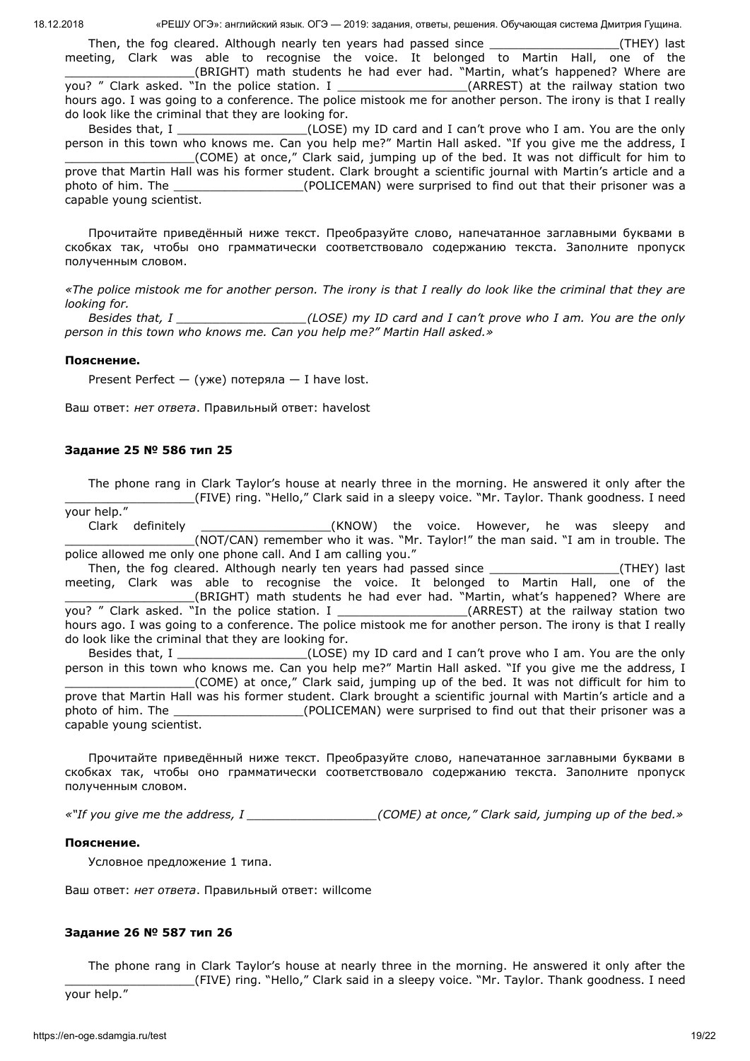Then, the fog cleared. Although nearly ten years had passed since __________________(THEY) last meeting, Clark was able to recognise the voice. It belonged to Martin Hall, one of the __________________(BRIGHT) math students he had ever had. "Martin, what's happened? Where are you? " Clark asked. "In the police station. I __________________(ARREST) at the railway station two hours ago. I was going to a conference. The police mistook me for another person. The irony is that I really do look like the criminal that they are looking for.

Besides that, I __________________(LOSE) my ID card and I can't prove who I am. You are the only person in this town who knows me. Can you help me?" Martin Hall asked. "If you give me the address, I __________________(COME) at once," Clark said, jumping up of the bed. It was not difficult for him to prove that Martin Hall was his former student. Clark brought a scientific journal with Martin's article and a photo of him. The __________________(POLICEMAN) were surprised to find out that their prisoner was a capable young scientist.

Прочитайте приведённый ниже текст. Преобразуйте слово, напечатанное заглавными буквами в скобках так, чтобы оно грамматически соответствовало содержанию текста. Заполните пропуск полученным словом.

*«The police mistook me for another person. The irony is that I really do look like the criminal that they are looking for.*

*Besides that, I __________________(LOSE) my ID card and I can't prove who I am. You are the only person in this town who knows me. Can you help me?" Martin Hall asked.»*

**Пояснение.**

Present Perfect — (уже) потеряла — I have lost.

Ваш ответ: *нет ответа*. Правильный ответ: havelost

### Задание 25 № 586 тип 25

The phone rang in Clark Taylor's house at nearly three in the morning. He answered it only after the __________________(FIVE) ring. "Hello," Clark said in a sleepy voice. "Mr. Taylor. Thank goodness. I need your help."

Clark definitely __________________(KNOW) the voice. However, he was sleepy and __________________(NOT/CAN) remember who it was. "Mr. Taylor!" the man said. "I am in trouble. The police allowed me only one phone call. And I am calling you."

Then, the fog cleared. Although nearly ten years had passed since __________________(THEY) last meeting, Clark was able to recognise the voice. It belonged to Martin Hall, one of the __________________(BRIGHT) math students he had ever had. "Martin, what's happened? Where are you? " Clark asked. "In the police station. I __________________(ARREST) at the railway station two hours ago. I was going to a conference. The police mistook me for another person. The irony is that I really do look like the criminal that they are looking for.

Besides that, I __________________(LOSE) my ID card and I can't prove who I am. You are the only person in this town who knows me. Can you help me?" Martin Hall asked. "If you give me the address, I __________________(COME) at once," Clark said, jumping up of the bed. It was not difficult for him to prove that Martin Hall was his former student. Clark brought a scientific journal with Martin's article and a photo of him. The __________________(POLICEMAN) were surprised to find out that their prisoner was a capable young scientist.

Прочитайте приведённый ниже текст. Преобразуйте слово, напечатанное заглавными буквами в скобках так, чтобы оно грамматически соответствовало содержанию текста. Заполните пропуск полученным словом.

*«"If you give me the address, I __________________(COME) at once," Clark said, jumping up of the bed.»*

**Пояснение.**

Условное предложение 1 типа.

Ваш ответ: *нет ответа*. Правильный ответ: willcome

### Задание 26 № 587 тип 26

The phone rang in Clark Taylor's house at nearly three in the morning. He answered it only after the __________________(FIVE) ring. "Hello," Clark said in a sleepy voice. "Mr. Taylor. Thank goodness. I need your help."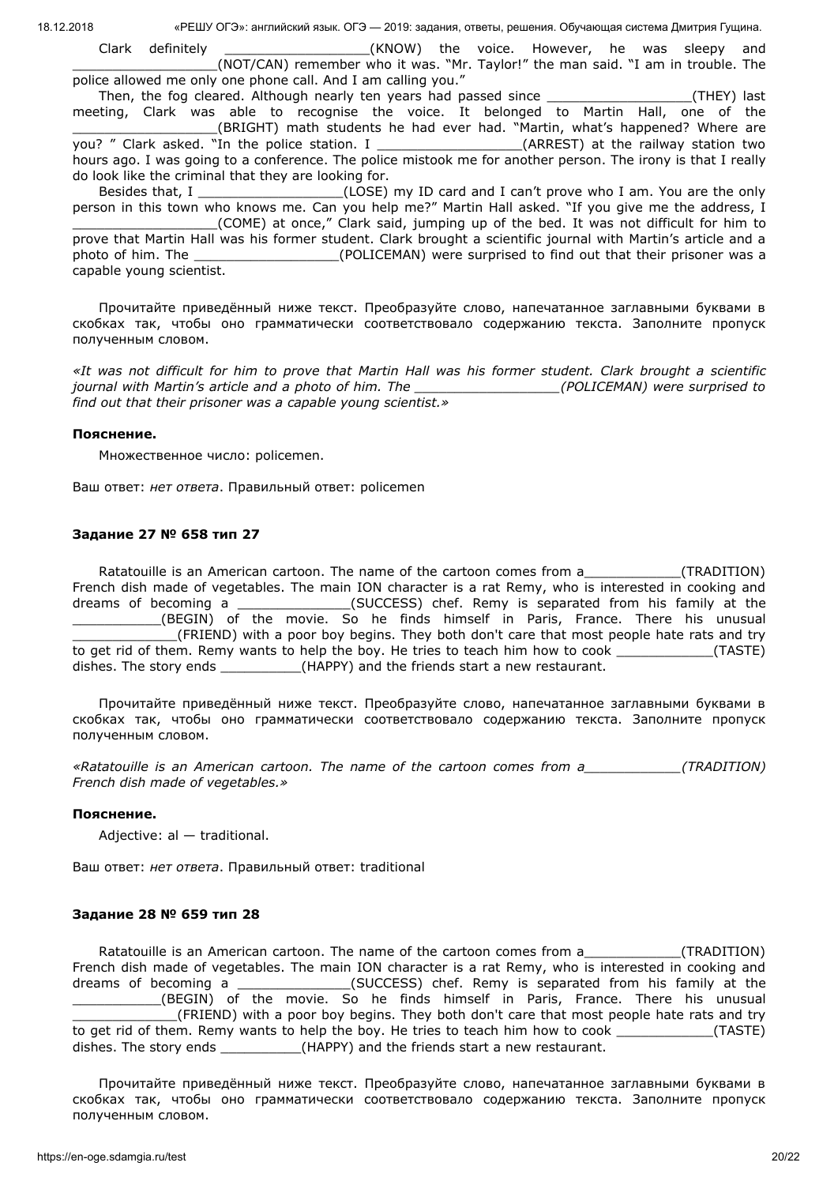Clark definitely __________________(KNOW) the voice. However, he was sleepy and __________________(NOT/CAN) remember who it was. "Mr. Taylor!" the man said. "I am in trouble. The police allowed me only one phone call. And I am calling you."

Then, the fog cleared. Although nearly ten years had passed since __________________(THEY) last meeting, Clark was able to recognise the voice. It belonged to Martin Hall, one of the __________________(BRIGHT) math students he had ever had. "Martin, what's happened? Where are you? " Clark asked. "In the police station. I __________________(ARREST) at the railway station two hours ago. I was going to a conference. The police mistook me for another person. The irony is that I really do look like the criminal that they are looking for.

Besides that, I __________________(LOSE) my ID card and I can't prove who I am. You are the only person in this town who knows me. Can you help me?" Martin Hall asked. "If you give me the address, I __________________(COME) at once," Clark said, jumping up of the bed. It was not difficult for him to prove that Martin Hall was his former student. Clark brought a scientific journal with Martin's article and a photo of him. The __________________(POLICEMAN) were surprised to find out that their prisoner was a capable young scientist.

Прочитайте приведённый ниже текст. Преобразуйте слово, напечатанное заглавными буквами в скобках так, чтобы оно грамматически соответствовало содержанию текста. Заполните пропуск полученным словом.

*«It was not difficult for him to prove that Martin Hall was his former student. Clark brought a scientific journal with Martin's article and a photo of him. The __________________(POLICEMAN) were surprised to find out that their prisoner was a capable young scientist.»*

**Пояснение.**

Множественное число: policemen.

Ваш ответ: *нет ответа*. Правильный ответ: policemen

**Задание 27 № 658 тип 27**

Ratatouille is an American cartoon. The name of the cartoon comes from a____________(TRADITION) French dish made of vegetables. The main ION character is a rat Remy, who is interested in cooking and dreams of becoming a ______________(SUCCESS) chef. Remy is separated from his family at the ___________(BEGIN) of the movie. So he finds himself in Paris, France. There his unusual _____________(FRIEND) with a poor boy begins. They both don't care that most people hate rats and try to get rid of them. Remy wants to help the boy. He tries to teach him how to cook ____________(TASTE) dishes. The story ends __________(HAPPY) and the friends start a new restaurant.

Прочитайте приведённый ниже текст. Преобразуйте слово, напечатанное заглавными буквами в скобках так, чтобы оно грамматически соответствовало содержанию текста. Заполните пропуск полученным словом.

*«Ratatouille is an American cartoon. The name of the cartoon comes from a____________(TRADITION) French dish made of vegetables.»*

**Пояснение.**

Adjective: al — traditional.

Ваш ответ: *нет ответа*. Правильный ответ: traditional

**Задание 28 № 659 тип 28**

Ratatouille is an American cartoon. The name of the cartoon comes from a____________(TRADITION) French dish made of vegetables. The main ION character is a rat Remy, who is interested in cooking and dreams of becoming a ______________(SUCCESS) chef. Remy is separated from his family at the ___________(BEGIN) of the movie. So he finds himself in Paris, France. There his unusual _____________(FRIEND) with a poor boy begins. They both don't care that most people hate rats and try to get rid of them. Remy wants to help the boy. He tries to teach him how to cook ____________(TASTE) dishes. The story ends __________(HAPPY) and the friends start a new restaurant.

Прочитайте приведённый ниже текст. Преобразуйте слово, напечатанное заглавными буквами в скобках так, чтобы оно грамматически соответствовало содержанию текста. Заполните пропуск полученным словом.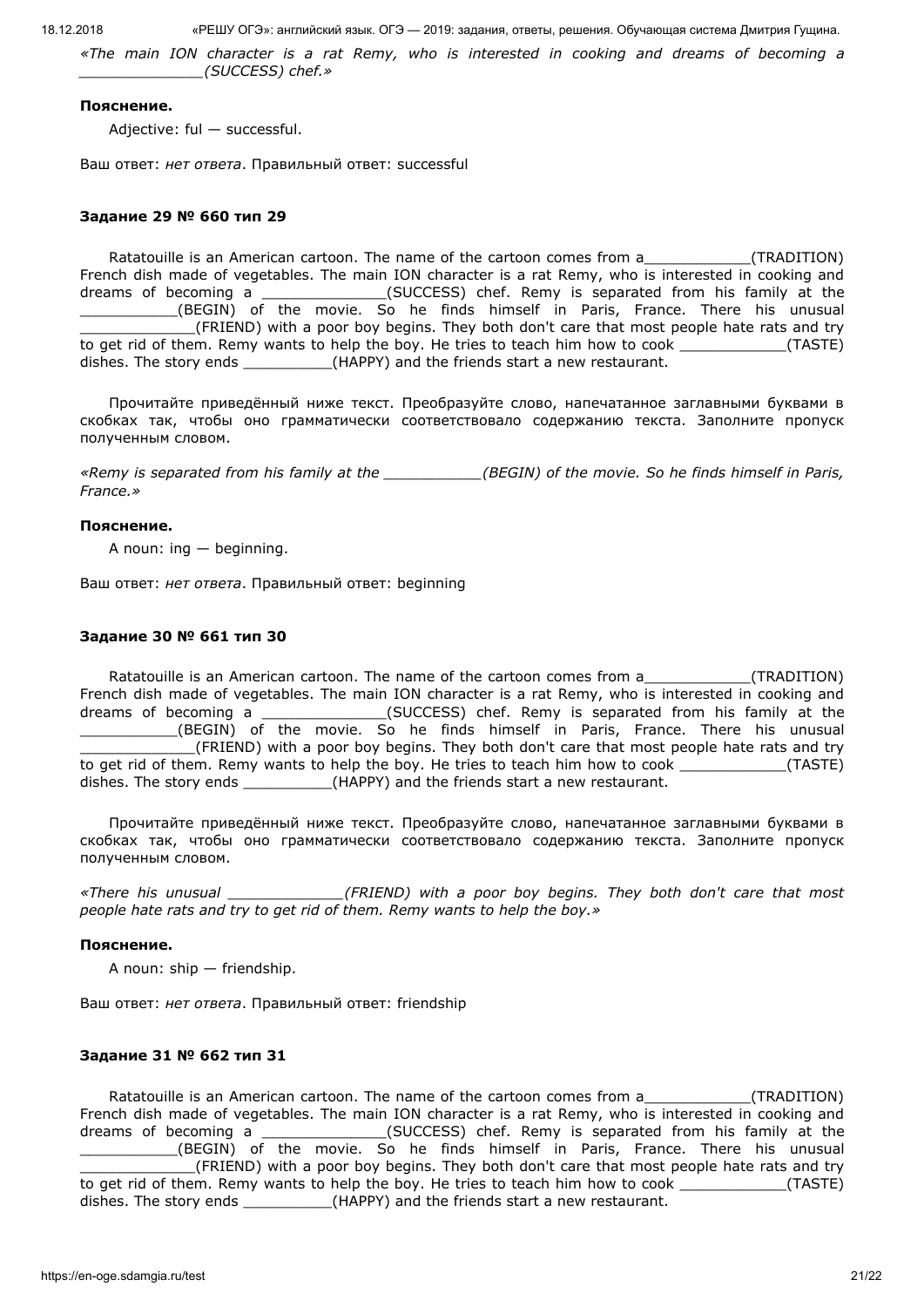*«The main ION character is a rat Remy, who is interested in cooking and dreams of becoming a ______________(SUCCESS) chef.»*

**Пояснение.**

Adjective: ful — successful.

Ваш ответ: *нет ответа*. Правильный ответ: successful

### Задание 29 № 660 тип 29

Ratatouille is an American cartoon. The name of the cartoon comes from a____________(TRADITION) French dish made of vegetables. The main ION character is a rat Remy, who is interested in cooking and dreams of becoming a ______________(SUCCESS) chef. Remy is separated from his family at the ___________(BEGIN) of the movie. So he finds himself in Paris, France. There his unusual _____________(FRIEND) with a poor boy begins. They both don't care that most people hate rats and try to get rid of them. Remy wants to help the boy. He tries to teach him how to cook ____________(TASTE) dishes. The story ends __________(HAPPY) and the friends start a new restaurant.

Прочитайте приведённый ниже текст. Преобразуйте слово, напечатанное заглавными буквами в скобках так, чтобы оно грамматически соответствовало содержанию текста. Заполните пропуск полученным словом.

*«Remy is separated from his family at the ___________(BEGIN) of the movie. So he finds himself in Paris, France.»*

**Пояснение.**

A noun: ing — beginning.

Ваш ответ: *нет ответа*. Правильный ответ: beginning

### Задание 30 № 661 тип 30

Ratatouille is an American cartoon. The name of the cartoon comes from a____________(TRADITION) French dish made of vegetables. The main ION character is a rat Remy, who is interested in cooking and dreams of becoming a ______________(SUCCESS) chef. Remy is separated from his family at the ___________(BEGIN) of the movie. So he finds himself in Paris, France. There his unusual _____________(FRIEND) with a poor boy begins. They both don't care that most people hate rats and try to get rid of them. Remy wants to help the boy. He tries to teach him how to cook ____________(TASTE) dishes. The story ends __________(HAPPY) and the friends start a new restaurant.

Прочитайте приведённый ниже текст. Преобразуйте слово, напечатанное заглавными буквами в скобках так, чтобы оно грамматически соответствовало содержанию текста. Заполните пропуск полученным словом.

*«There his unusual _____________(FRIEND) with a poor boy begins. They both don't care that most people hate rats and try to get rid of them. Remy wants to help the boy.»*

**Пояснение.**

A noun: ship — friendship.

Ваш ответ: *нет ответа*. Правильный ответ: friendship

### Задание 31 № 662 тип 31

Ratatouille is an American cartoon. The name of the cartoon comes from a____________(TRADITION) French dish made of vegetables. The main ION character is a rat Remy, who is interested in cooking and dreams of becoming a ______________(SUCCESS) chef. Remy is separated from his family at the ___________(BEGIN) of the movie. So he finds himself in Paris, France. There his unusual _____________(FRIEND) with a poor boy begins. They both don't care that most people hate rats and try to get rid of them. Remy wants to help the boy. He tries to teach him how to cook ____________(TASTE) dishes. The story ends __________(HAPPY) and the friends start a new restaurant.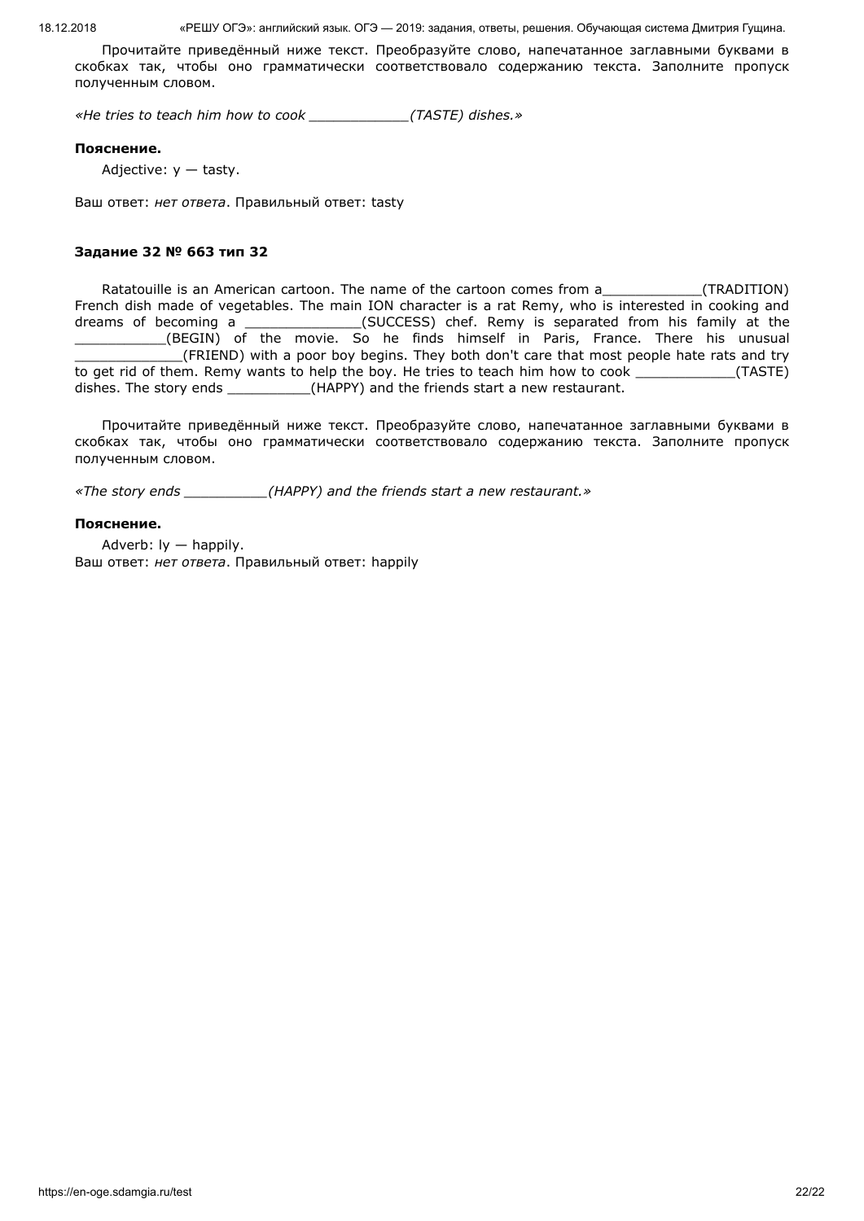Прочитайте приведённый ниже текст. Преобразуйте слово, напечатанное заглавными буквами в скобках так, чтобы оно грамматически соответствовало содержанию текста. Заполните пропуск полученным словом.

*«He tries to teach him how to cook ____________(TASTE) dishes.»*

**Пояснение.**

Adjective: y — tasty.

Ваш ответ: *нет ответа*. Правильный ответ: tasty

**Задание 32 № 663 тип 32**

Ratatouille is an American cartoon. The name of the cartoon comes from a____________(TRADITION) French dish made of vegetables. The main ION character is a rat Remy, who is interested in cooking and dreams of becoming a ______________(SUCCESS) chef. Remy is separated from his family at the ___________(BEGIN) of the movie. So he finds himself in Paris, France. There his unusual _____________(FRIEND) with a poor boy begins. They both don't care that most people hate rats and try to get rid of them. Remy wants to help the boy. He tries to teach him how to cook ____________(TASTE) dishes. The story ends __________(HAPPY) and the friends start a new restaurant.

Прочитайте приведённый ниже текст. Преобразуйте слово, напечатанное заглавными буквами в скобках так, чтобы оно грамматически соответствовало содержанию текста. Заполните пропуск полученным словом.

*«The story ends __________(HAPPY) and the friends start a new restaurant.»*

**Пояснение.**

Adverb: ly — happily.

Ваш ответ: *нет ответа*. Правильный ответ: happily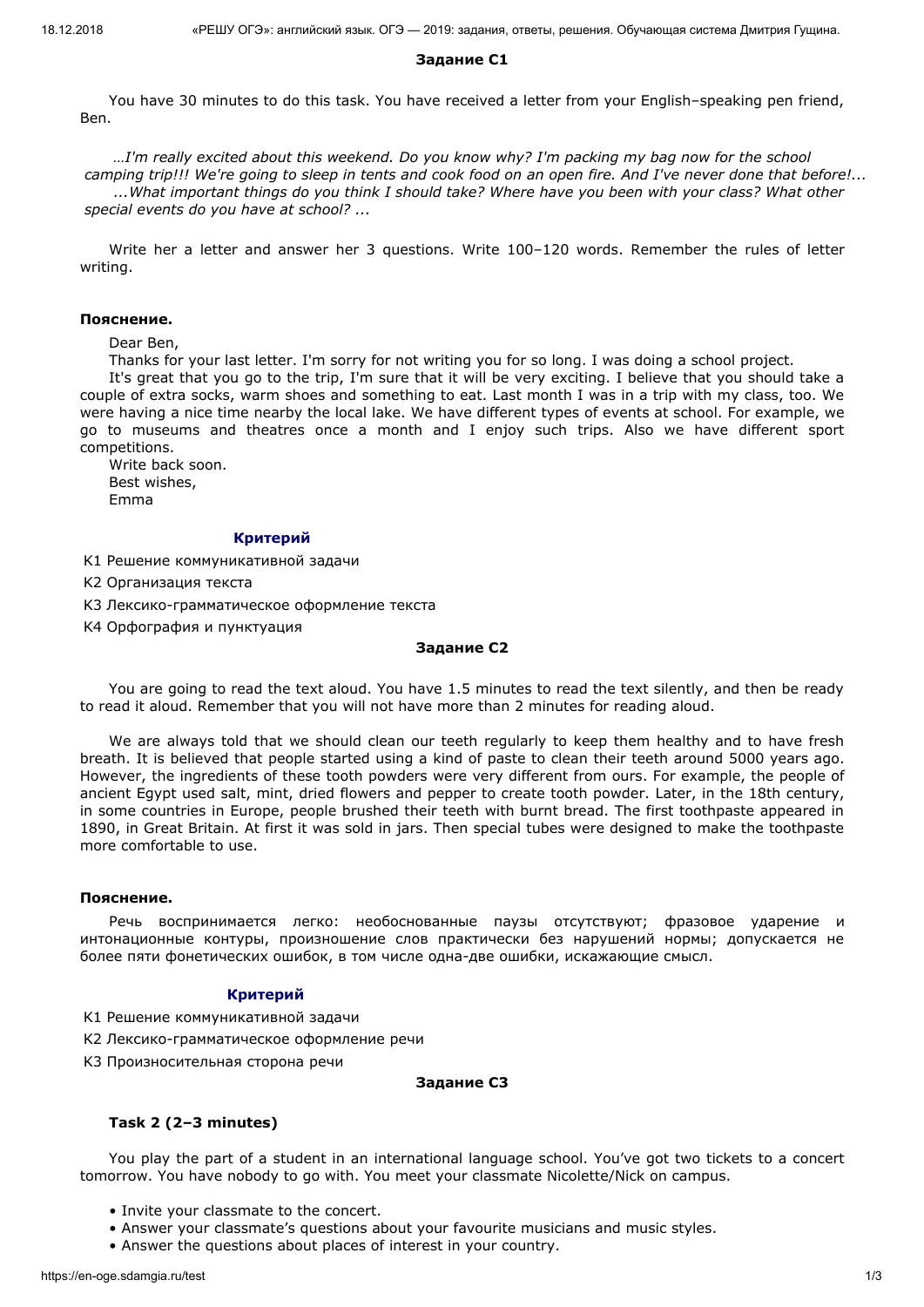### Задание C1

You have 30 minutes to do this task. You have received a letter from your English–speaking pen friend, Ben.

*…I'm really excited about this weekend. Do you know why? I'm packing my bag now for the school camping trip!!! We're going to sleep in tents and cook food on an open fire. And I've never done that before!...*
*...What important things do you think I should take? Where have you been with your class? What other special events do you have at school? ...*

Write her a letter and answer her 3 questions. Write 100–120 words. Remember the rules of letter writing.

**Пояснение.**

Dear Ben,

Thanks for your last letter. I'm sorry for not writing you for so long. I was doing a school project.

It's great that you go to the trip, I'm sure that it will be very exciting. I believe that you should take a couple of extra socks, warm shoes and something to eat. Last month I was in a trip with my class, too. We were having a nice time nearby the local lake. We have different types of events at school. For example, we go to museums and theatres once a month and I enjoy such trips. Also we have different sport competitions.

Write back soon.
Best wishes,
Emma

**Критерий**

К1 Решение коммуникативной задачи

К2 Организация текста

К3 Лексико-грамматическое оформление текста

К4 Орфография и пунктуация

### Задание C2

You are going to read the text aloud. You have 1.5 minutes to read the text silently, and then be ready to read it aloud. Remember that you will not have more than 2 minutes for reading aloud.

We are always told that we should clean our teeth regularly to keep them healthy and to have fresh breath. It is believed that people started using a kind of paste to clean their teeth around 5000 years ago. However, the ingredients of these tooth powders were very different from ours. For example, the people of ancient Egypt used salt, mint, dried flowers and pepper to create tooth powder. Later, in the 18th century, in some countries in Europe, people brushed their teeth with burnt bread. The first toothpaste appeared in 1890, in Great Britain. At first it was sold in jars. Then special tubes were designed to make the toothpaste more comfortable to use.

**Пояснение.**

Речь воспринимается легко: необоснованные паузы отсутствуют; фразовое ударение и интонационные контуры, произношение слов практически без нарушений нормы; допускается не более пяти фонетических ошибок, в том числе одна-две ошибки, искажающие смысл.

**Критерий**

К1 Решение коммуникативной задачи

К2 Лексико-грамматическое оформление речи

К3 Произносительная сторона речи

### Задание C3

**Task 2 (2–3 minutes)**

You play the part of a student in an international language school. You've got two tickets to a concert tomorrow. You have nobody to go with. You meet your classmate Nicolette/Nick on campus.

- Invite your classmate to the concert.
- Answer your classmate's questions about your favourite musicians and music styles.
- Answer the questions about places of interest in your country.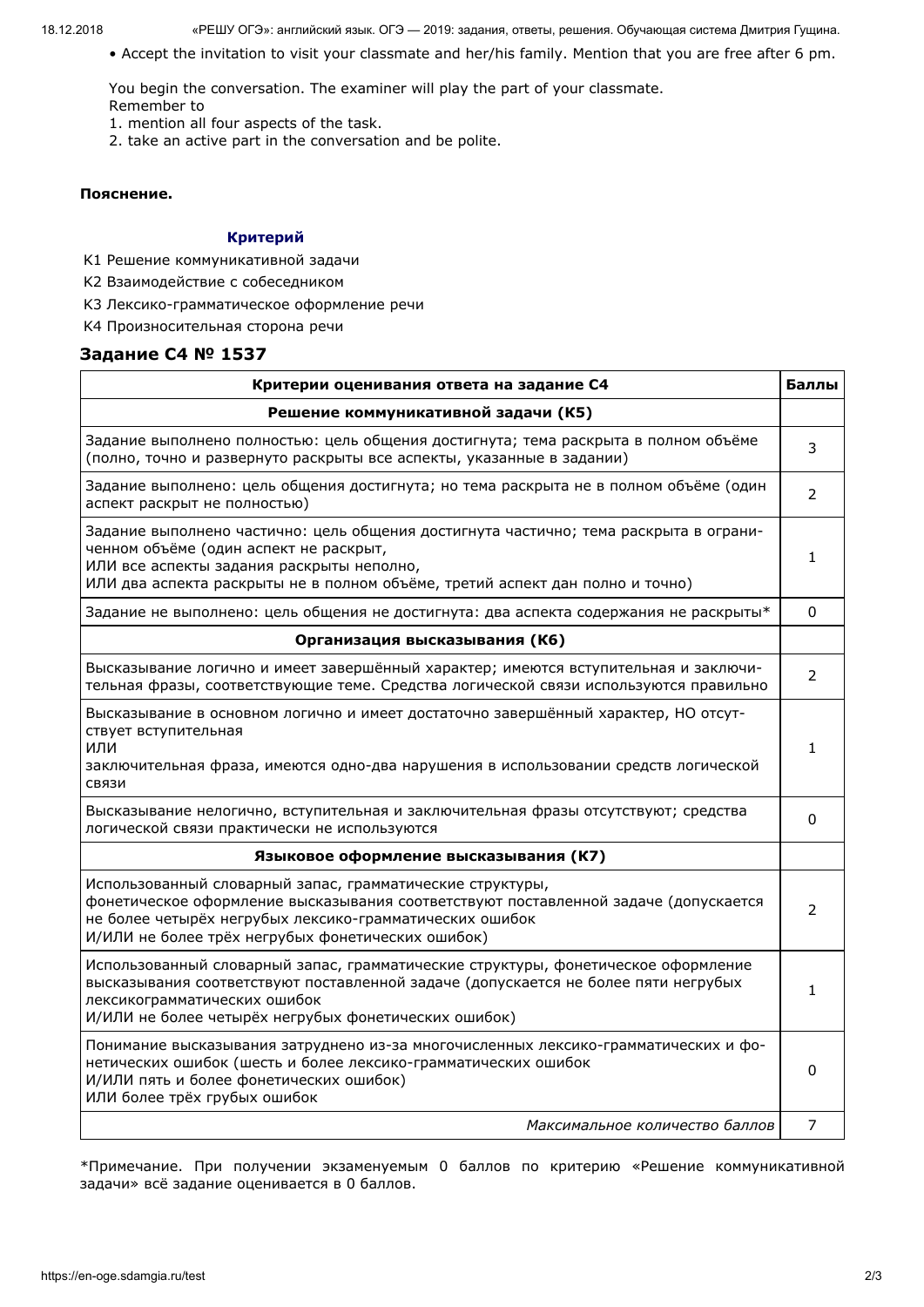• Accept the invitation to visit your classmate and her/his family. Mention that you are free after 6 pm.

You begin the conversation. The examiner will play the part of your classmate.
Remember to
1. mention all four aspects of the task.
2. take an active part in the conversation and be polite.

**Пояснение.**

**Критерий**

К1 Решение коммуникативной задачи

К2 Взаимодействие с собеседником

К3 Лексико-грамматическое оформление речи

К4 Произносительная сторона речи

## Задание С4 № 1537

| Критерии оценивания ответа на задание С4 | Баллы |
|---|---|
| **Решение коммуникативной задачи (К5)** | |
| Задание выполнено полностью: цель общения достигнута; тема раскрыта в полном объёме (полно, точно и развернуто раскрыты все аспекты, указанные в задании) | 3 |
| Задание выполнено: цель общения достигнута; но тема раскрыта не в полном объёме (один аспект раскрыт не полностью) | 2 |
| Задание выполнено частично: цель общения достигнута частично; тема раскрыта в ограниченном объёме (один аспект не раскрыт, ИЛИ все аспекты задания раскрыты неполно, ИЛИ два аспекта раскрыты не в полном объёме, третий аспект дан полно и точно) | 1 |
| Задание не выполнено: цель общения не достигнута: два аспекта содержания не раскрыты* | 0 |
| **Организация высказывания (К6)** | |
| Высказывание логично и имеет завершённый характер; имеются вступительная и заключительная фразы, соответствующие теме. Средства логической связи используются правильно | 2 |
| Высказывание в основном логично и имеет достаточно завершённый характер, НО отсутствует вступительная ИЛИ заключительная фраза, имеются одно-два нарушения в использовании средств логической связи | 1 |
| Высказывание нелогично, вступительная и заключительная фразы отсутствуют; средства логической связи практически не используются | 0 |
| **Языковое оформление высказывания (К7)** | |
| Использованный словарный запас, грамматические структуры, фонетическое оформление высказывания соответствуют поставленной задаче (допускается не более четырёх негрубых лексико-грамматических ошибок И/ИЛИ не более трёх негрубых фонетических ошибок) | 2 |
| Использованный словарный запас, грамматические структуры, фонетическое оформление высказывания соответствуют поставленной задаче (допускается не более пяти негрубых лексикограмматических ошибок И/ИЛИ не более четырёх негрубых фонетических ошибок) | 1 |
| Понимание высказывания затруднено из-за многочисленных лексико-грамматических и фонетических ошибок (шесть и более лексико-грамматических ошибок И/ИЛИ пять и более фонетических ошибок) ИЛИ более трёх грубых ошибок | 0 |
| *Максимальное количество баллов* | 7 |

*Примечание. При получении экзаменуемым 0 баллов по критерию «Решение коммуникативной задачи» всё задание оценивается в 0 баллов.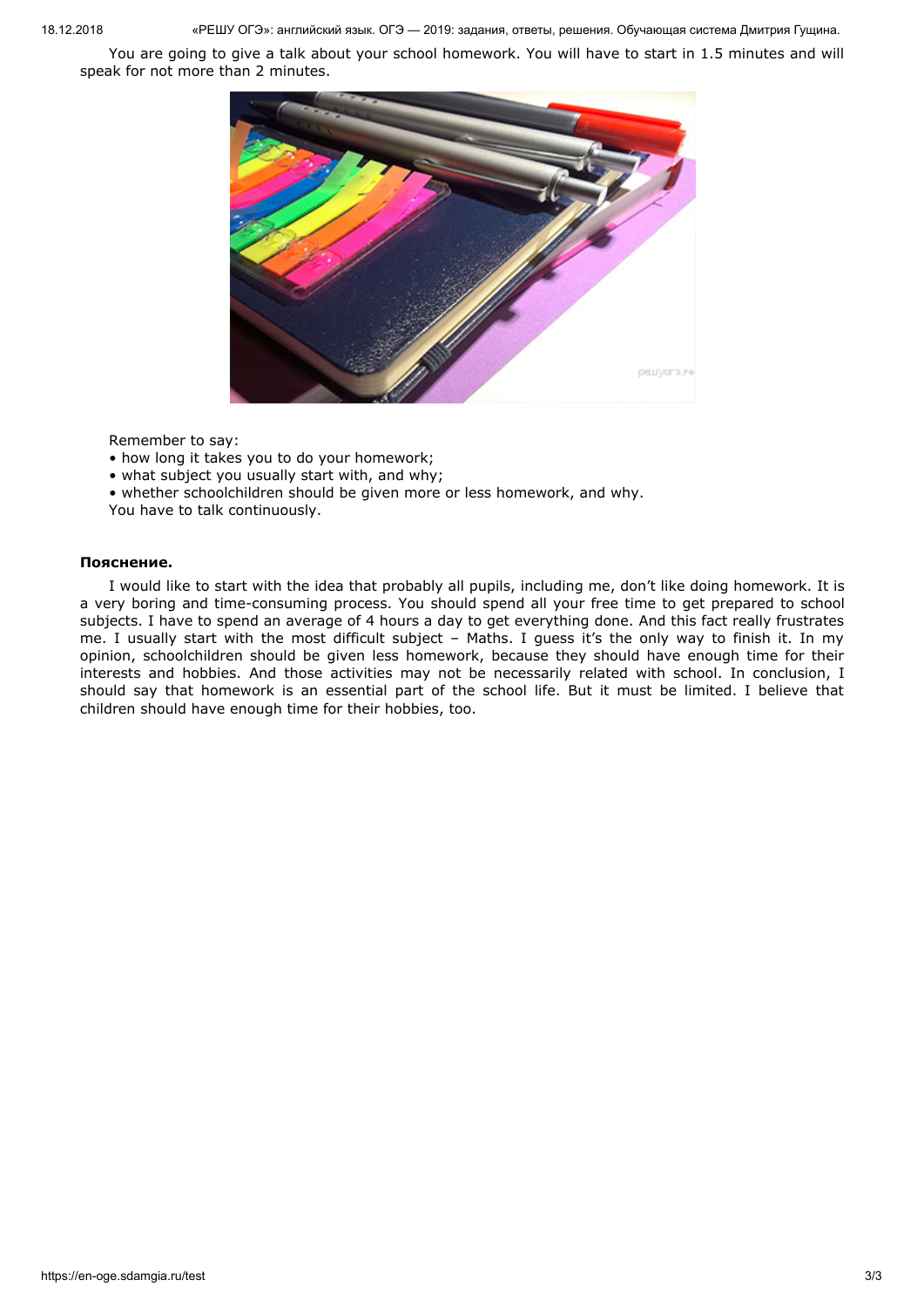You are going to give a talk about your school homework. You will have to start in 1.5 minutes and will speak for not more than 2 minutes.

Remember to say:

- how long it takes you to do your homework;
- what subject you usually start with, and why;
- whether schoolchildren should be given more or less homework, and why.

You have to talk continuously.

**Пояснение.**

I would like to start with the idea that probably all pupils, including me, don't like doing homework. It is a very boring and time-consuming process. You should spend all your free time to get prepared to school subjects. I have to spend an average of 4 hours a day to get everything done. And this fact really frustrates me. I usually start with the most difficult subject – Maths. I guess it's the only way to finish it. In my opinion, schoolchildren should be given less homework, because they should have enough time for their interests and hobbies. And those activities may not be necessarily related with school. In conclusion, I should say that homework is an essential part of the school life. But it must be limited. I believe that children should have enough time for their hobbies, too.